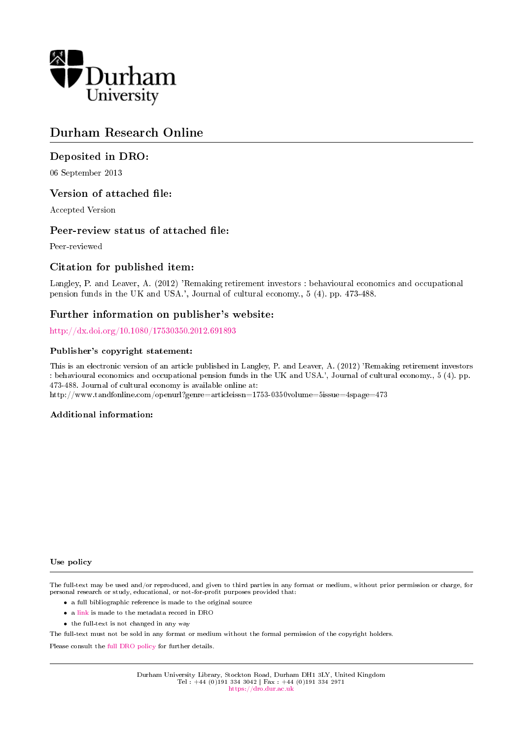Durham University

# Durham Research Online

## Deposited in DRO:

06 September 2013

## Version of attached file:

Accepted Version

## Peer-review status of attached file:

Peer-reviewed

## Citation for published item:

Langley, P. and Leaver, A. (2012) 'Remaking retirement investors : behavioural economics and occupational pension funds in the UK and USA.', Journal of cultural economy., 5 (4). pp. 473-488.

## Further information on publisher's website:

http://dx.doi.org/10.1080/17530350.2012.691893

### Publisher's copyright statement:

This is an electronic version of an article published in Langley, P. and Leaver, A. (2012) 'Remaking retirement investors : behavioural economics and occupational pension funds in the UK and USA.', Journal of cultural economy., 5 (4). pp. 473-488. Journal of cultural economy is available online at: http://www.tandfonline.com/openurl?genre=articleissn=1753-0350volume=5issue=4spage=473

### Additional information:

### Use policy

The full-text may be used and/or reproduced, and given to third parties in any format or medium, without prior permission or charge, for personal research or study, educational, or not-for-profit purposes provided that:

- a full bibliographic reference is made to the original source
- a link is made to the metadata record in DRO
- the full-text is not changed in any way

The full-text must not be sold in any format or medium without the formal permission of the copyright holders.

Please consult the full DRO policy for further details.

Durham University Library, Stockton Road, Durham DH1 3LY, United Kingdom
Tel : +44 (0)191 334 3042 | Fax : +44 (0)191 334 2971
https://dro.dur.ac.uk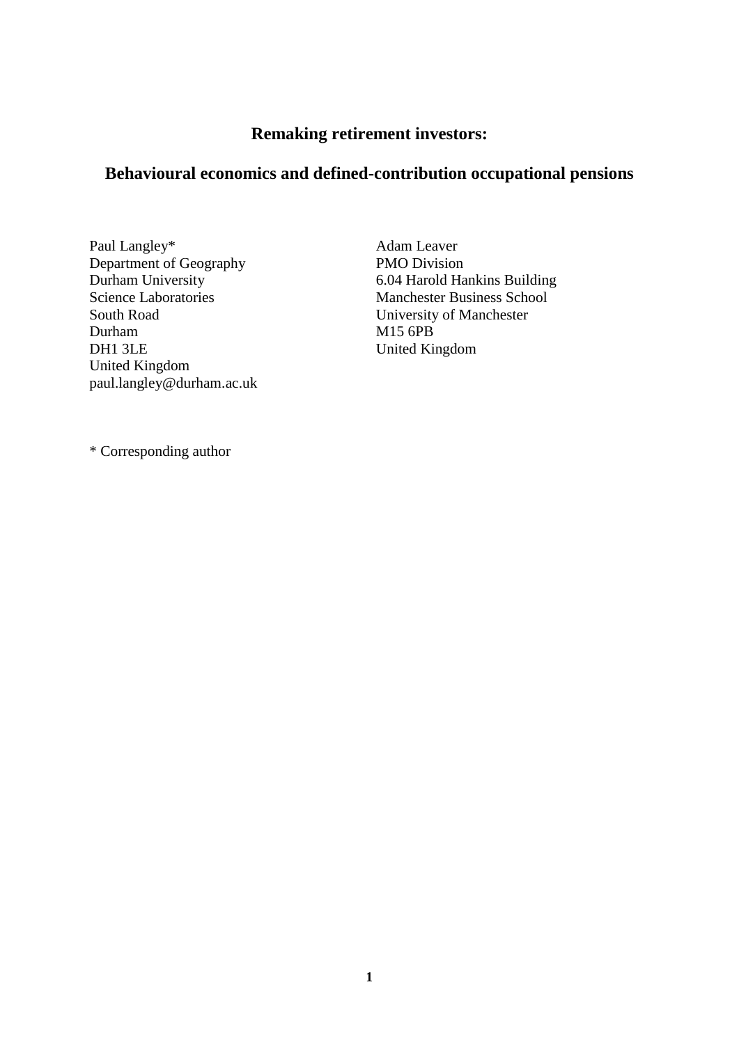# Remaking retirement investors:

## Behavioural economics and defined-contribution occupational pensions

Paul Langley*
Department of Geography
Durham University
Science Laboratories
South Road
Durham
DH1 3LE
United Kingdom
paul.langley@durham.ac.uk

Adam Leaver
PMO Division
6.04 Harold Hankins Building
Manchester Business School
University of Manchester
M15 6PB
United Kingdom

\* Corresponding author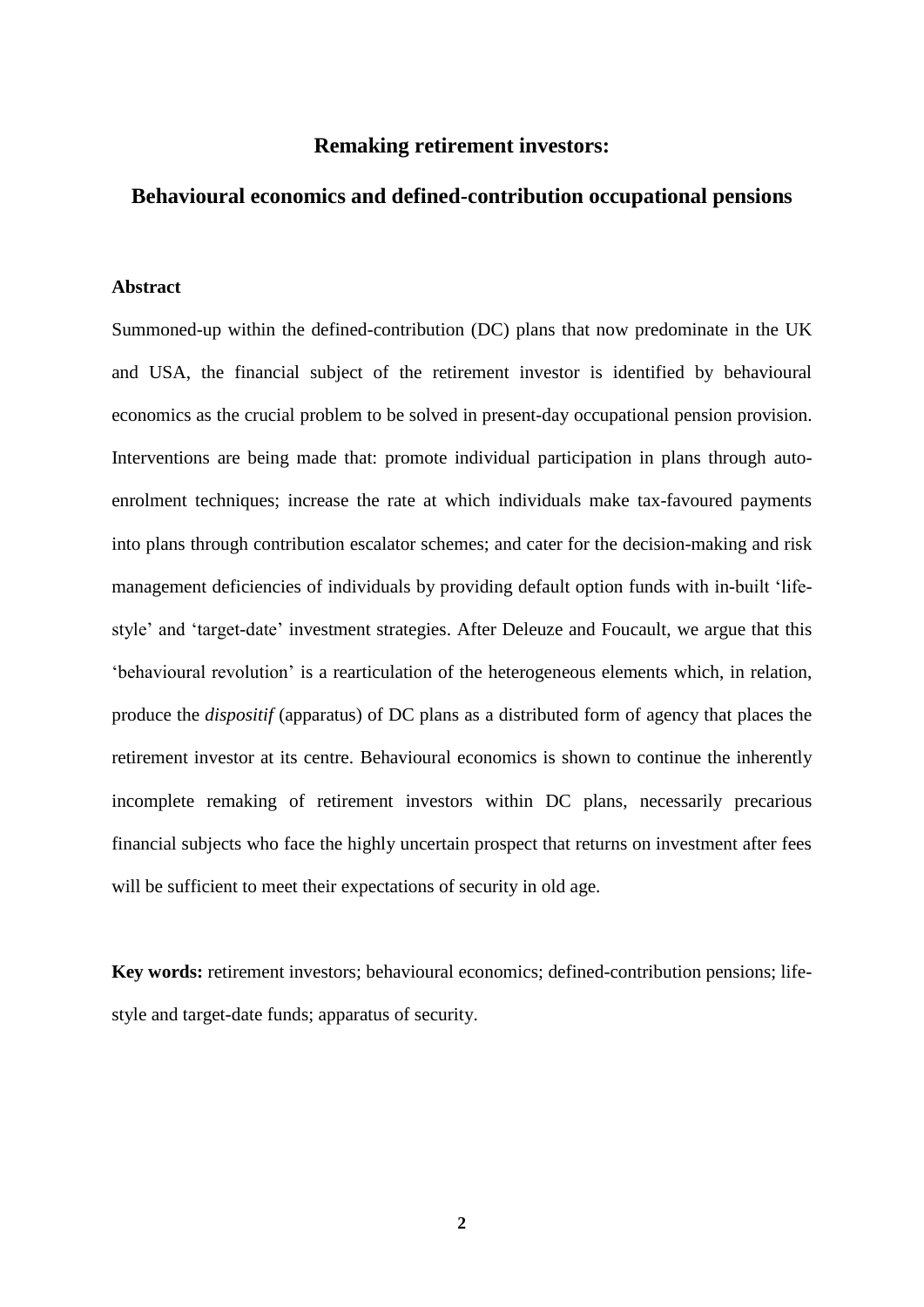# Remaking retirement investors:

## Behavioural economics and defined-contribution occupational pensions

### Abstract

Summoned-up within the defined-contribution (DC) plans that now predominate in the UK and USA, the financial subject of the retirement investor is identified by behavioural economics as the crucial problem to be solved in present-day occupational pension provision. Interventions are being made that: promote individual participation in plans through auto-enrolment techniques; increase the rate at which individuals make tax-favoured payments into plans through contribution escalator schemes; and cater for the decision-making and risk management deficiencies of individuals by providing default option funds with in-built 'life-style' and 'target-date' investment strategies. After Deleuze and Foucault, we argue that this 'behavioural revolution' is a rearticulation of the heterogeneous elements which, in relation, produce the *dispositif* (apparatus) of DC plans as a distributed form of agency that places the retirement investor at its centre. Behavioural economics is shown to continue the inherently incomplete remaking of retirement investors within DC plans, necessarily precarious financial subjects who face the highly uncertain prospect that returns on investment after fees will be sufficient to meet their expectations of security in old age.

**Key words:** retirement investors; behavioural economics; defined-contribution pensions; life-style and target-date funds; apparatus of security.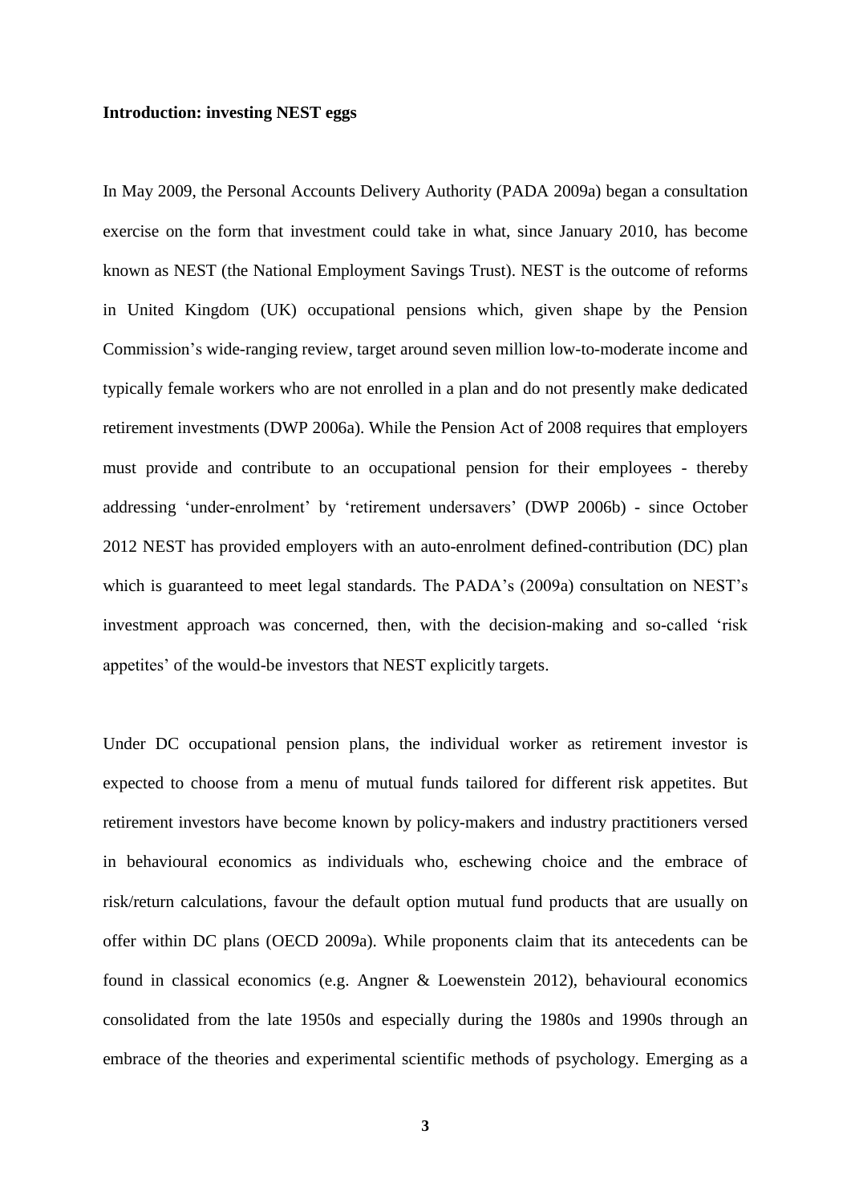**Introduction: investing NEST eggs**

In May 2009, the Personal Accounts Delivery Authority (PADA 2009a) began a consultation exercise on the form that investment could take in what, since January 2010, has become known as NEST (the National Employment Savings Trust). NEST is the outcome of reforms in United Kingdom (UK) occupational pensions which, given shape by the Pension Commission's wide-ranging review, target around seven million low-to-moderate income and typically female workers who are not enrolled in a plan and do not presently make dedicated retirement investments (DWP 2006a). While the Pension Act of 2008 requires that employers must provide and contribute to an occupational pension for their employees - thereby addressing 'under-enrolment' by 'retirement undersavers' (DWP 2006b) - since October 2012 NEST has provided employers with an auto-enrolment defined-contribution (DC) plan which is guaranteed to meet legal standards. The PADA's (2009a) consultation on NEST's investment approach was concerned, then, with the decision-making and so-called 'risk appetites' of the would-be investors that NEST explicitly targets.

Under DC occupational pension plans, the individual worker as retirement investor is expected to choose from a menu of mutual funds tailored for different risk appetites. But retirement investors have become known by policy-makers and industry practitioners versed in behavioural economics as individuals who, eschewing choice and the embrace of risk/return calculations, favour the default option mutual fund products that are usually on offer within DC plans (OECD 2009a). While proponents claim that its antecedents can be found in classical economics (e.g. Angner & Loewenstein 2012), behavioural economics consolidated from the late 1950s and especially during the 1980s and 1990s through an embrace of the theories and experimental scientific methods of psychology. Emerging as a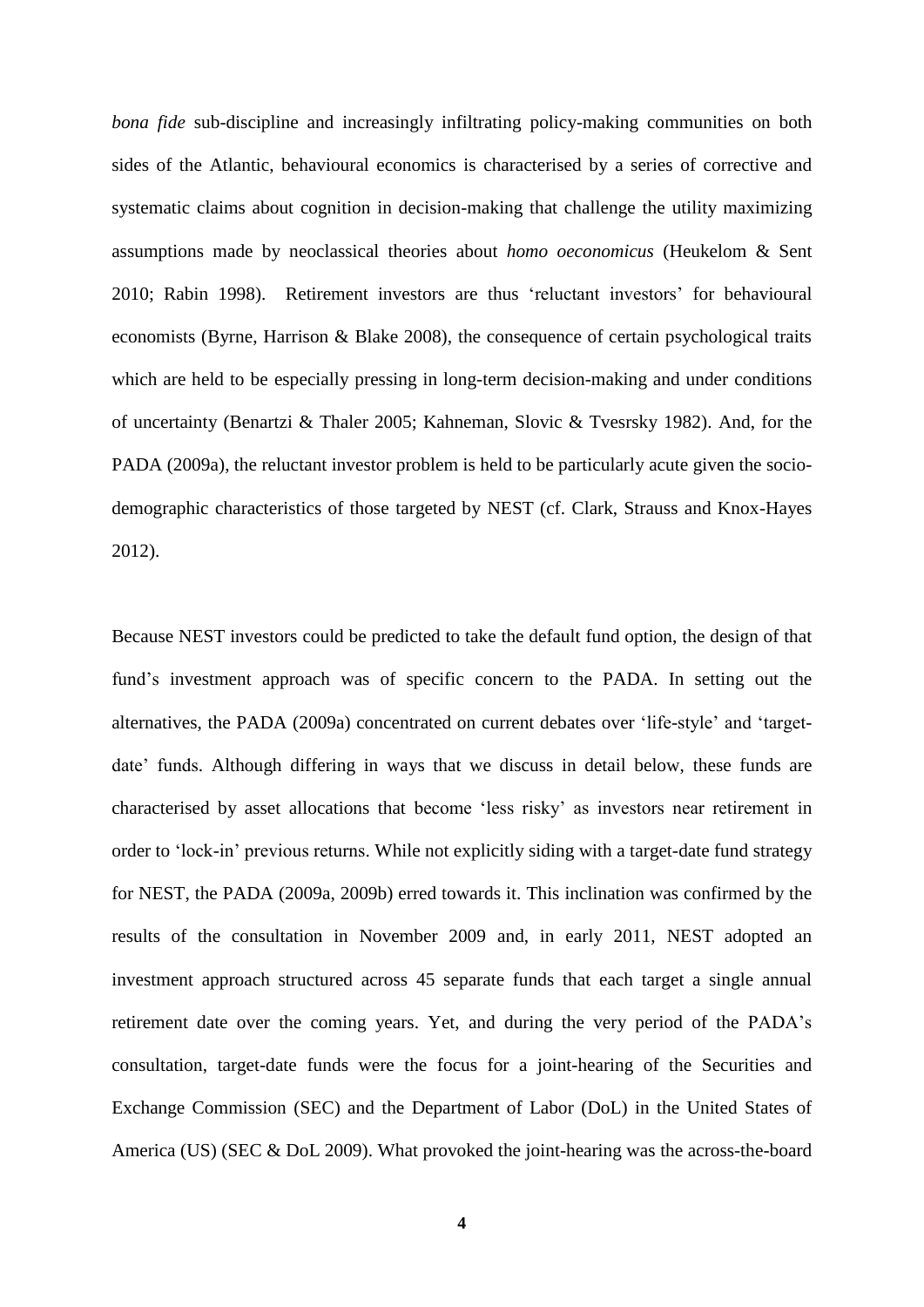*bona fide* sub-discipline and increasingly infiltrating policy-making communities on both sides of the Atlantic, behavioural economics is characterised by a series of corrective and systematic claims about cognition in decision-making that challenge the utility maximizing assumptions made by neoclassical theories about *homo oeconomicus* (Heukelom & Sent 2010; Rabin 1998). Retirement investors are thus 'reluctant investors' for behavioural economists (Byrne, Harrison & Blake 2008), the consequence of certain psychological traits which are held to be especially pressing in long-term decision-making and under conditions of uncertainty (Benartzi & Thaler 2005; Kahneman, Slovic & Tvesrsky 1982). And, for the PADA (2009a), the reluctant investor problem is held to be particularly acute given the socio-demographic characteristics of those targeted by NEST (cf. Clark, Strauss and Knox-Hayes 2012).

Because NEST investors could be predicted to take the default fund option, the design of that fund's investment approach was of specific concern to the PADA. In setting out the alternatives, the PADA (2009a) concentrated on current debates over 'life-style' and 'target-date' funds. Although differing in ways that we discuss in detail below, these funds are characterised by asset allocations that become 'less risky' as investors near retirement in order to 'lock-in' previous returns. While not explicitly siding with a target-date fund strategy for NEST, the PADA (2009a, 2009b) erred towards it. This inclination was confirmed by the results of the consultation in November 2009 and, in early 2011, NEST adopted an investment approach structured across 45 separate funds that each target a single annual retirement date over the coming years. Yet, and during the very period of the PADA's consultation, target-date funds were the focus for a joint-hearing of the Securities and Exchange Commission (SEC) and the Department of Labor (DoL) in the United States of America (US) (SEC & DoL 2009). What provoked the joint-hearing was the across-the-board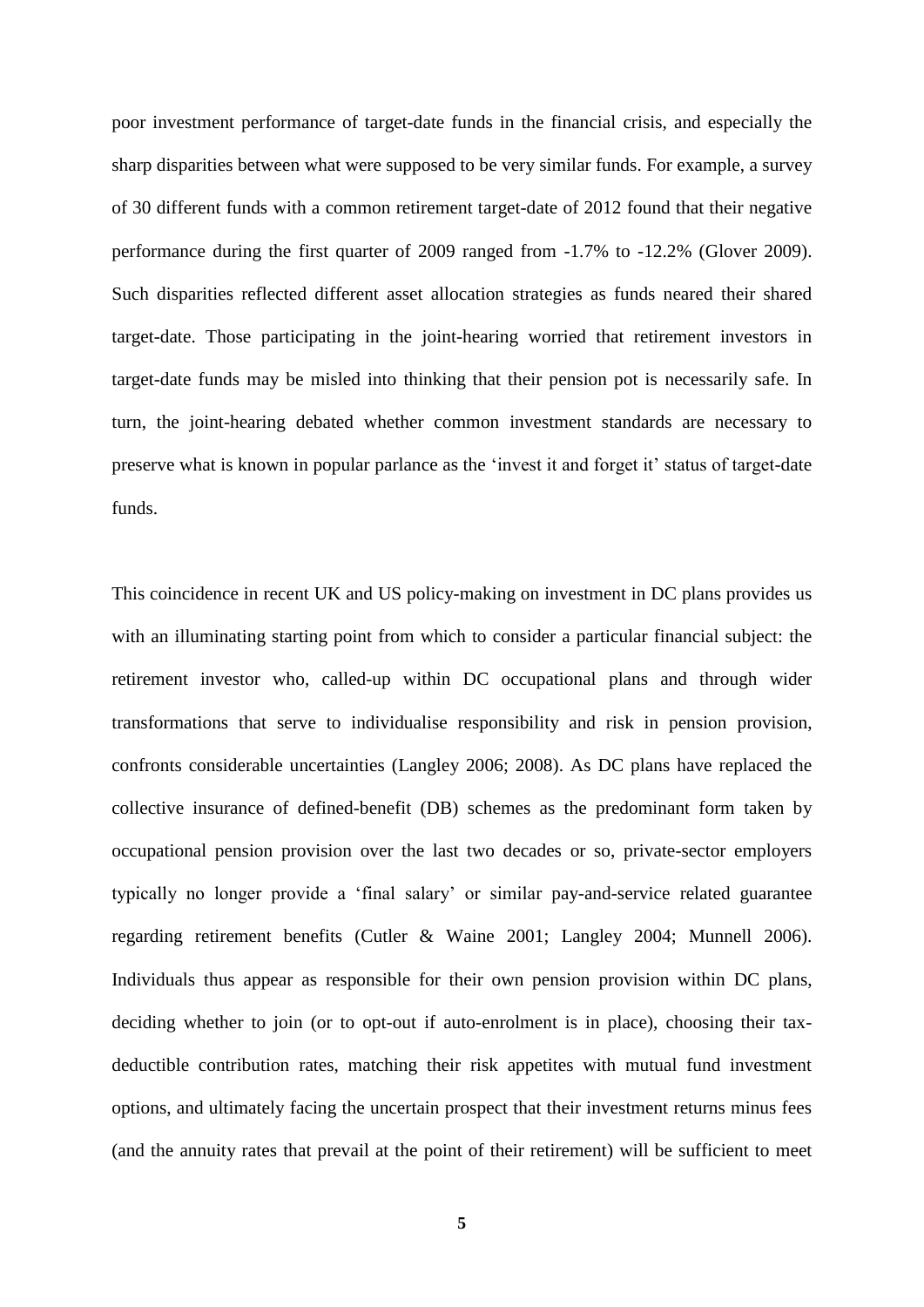poor investment performance of target-date funds in the financial crisis, and especially the sharp disparities between what were supposed to be very similar funds. For example, a survey of 30 different funds with a common retirement target-date of 2012 found that their negative performance during the first quarter of 2009 ranged from -1.7% to -12.2% (Glover 2009). Such disparities reflected different asset allocation strategies as funds neared their shared target-date. Those participating in the joint-hearing worried that retirement investors in target-date funds may be misled into thinking that their pension pot is necessarily safe. In turn, the joint-hearing debated whether common investment standards are necessary to preserve what is known in popular parlance as the 'invest it and forget it' status of target-date funds.

This coincidence in recent UK and US policy-making on investment in DC plans provides us with an illuminating starting point from which to consider a particular financial subject: the retirement investor who, called-up within DC occupational plans and through wider transformations that serve to individualise responsibility and risk in pension provision, confronts considerable uncertainties (Langley 2006; 2008). As DC plans have replaced the collective insurance of defined-benefit (DB) schemes as the predominant form taken by occupational pension provision over the last two decades or so, private-sector employers typically no longer provide a 'final salary' or similar pay-and-service related guarantee regarding retirement benefits (Cutler & Waine 2001; Langley 2004; Munnell 2006). Individuals thus appear as responsible for their own pension provision within DC plans, deciding whether to join (or to opt-out if auto-enrolment is in place), choosing their tax-deductible contribution rates, matching their risk appetites with mutual fund investment options, and ultimately facing the uncertain prospect that their investment returns minus fees (and the annuity rates that prevail at the point of their retirement) will be sufficient to meet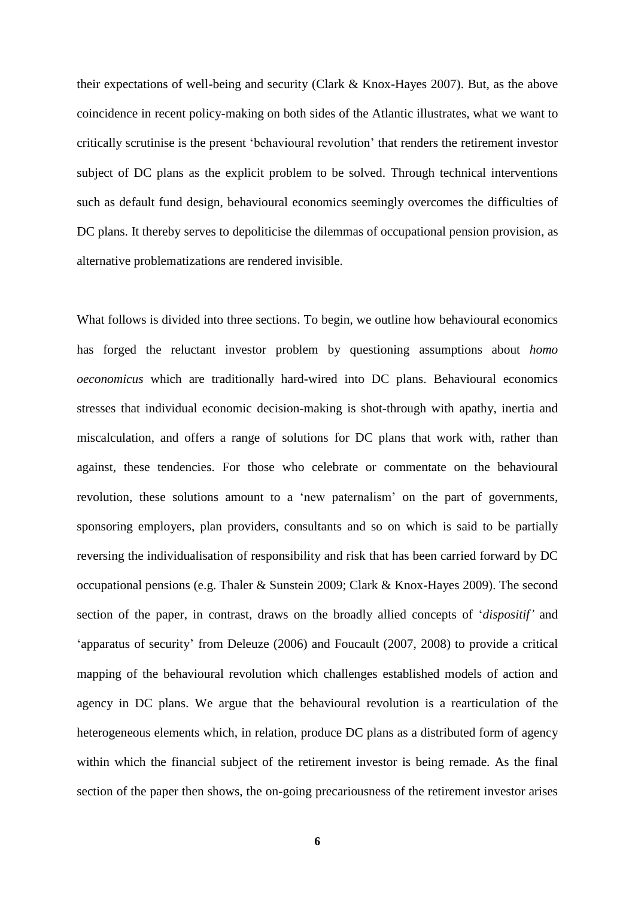their expectations of well-being and security (Clark & Knox-Hayes 2007). But, as the above coincidence in recent policy-making on both sides of the Atlantic illustrates, what we want to critically scrutinise is the present 'behavioural revolution' that renders the retirement investor subject of DC plans as the explicit problem to be solved. Through technical interventions such as default fund design, behavioural economics seemingly overcomes the difficulties of DC plans. It thereby serves to depoliticise the dilemmas of occupational pension provision, as alternative problematizations are rendered invisible.

What follows is divided into three sections. To begin, we outline how behavioural economics has forged the reluctant investor problem by questioning assumptions about *homo oeconomicus* which are traditionally hard-wired into DC plans. Behavioural economics stresses that individual economic decision-making is shot-through with apathy, inertia and miscalculation, and offers a range of solutions for DC plans that work with, rather than against, these tendencies. For those who celebrate or commentate on the behavioural revolution, these solutions amount to a 'new paternalism' on the part of governments, sponsoring employers, plan providers, consultants and so on which is said to be partially reversing the individualisation of responsibility and risk that has been carried forward by DC occupational pensions (e.g. Thaler & Sunstein 2009; Clark & Knox-Hayes 2009). The second section of the paper, in contrast, draws on the broadly allied concepts of '*dispositif'* and 'apparatus of security' from Deleuze (2006) and Foucault (2007, 2008) to provide a critical mapping of the behavioural revolution which challenges established models of action and agency in DC plans. We argue that the behavioural revolution is a rearticulation of the heterogeneous elements which, in relation, produce DC plans as a distributed form of agency within which the financial subject of the retirement investor is being remade. As the final section of the paper then shows, the on-going precariousness of the retirement investor arises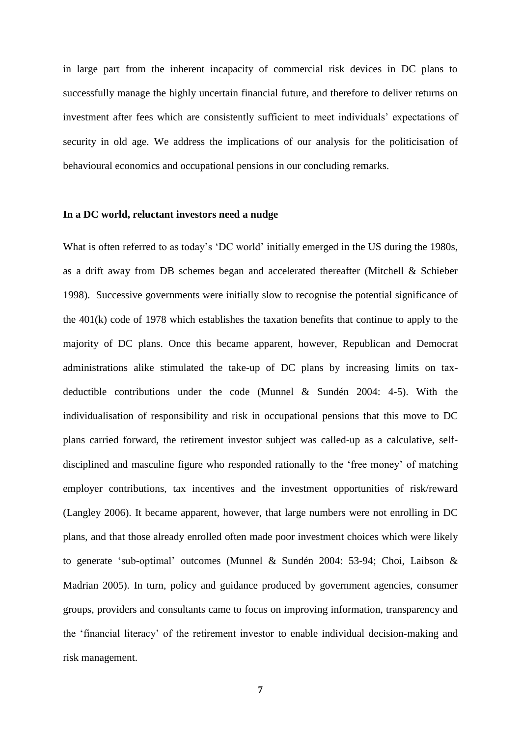in large part from the inherent incapacity of commercial risk devices in DC plans to successfully manage the highly uncertain financial future, and therefore to deliver returns on investment after fees which are consistently sufficient to meet individuals' expectations of security in old age. We address the implications of our analysis for the politicisation of behavioural economics and occupational pensions in our concluding remarks.

**In a DC world, reluctant investors need a nudge**

What is often referred to as today's 'DC world' initially emerged in the US during the 1980s, as a drift away from DB schemes began and accelerated thereafter (Mitchell & Schieber 1998). Successive governments were initially slow to recognise the potential significance of the 401(k) code of 1978 which establishes the taxation benefits that continue to apply to the majority of DC plans. Once this became apparent, however, Republican and Democrat administrations alike stimulated the take-up of DC plans by increasing limits on tax-deductible contributions under the code (Munnel & Sundén 2004: 4-5). With the individualisation of responsibility and risk in occupational pensions that this move to DC plans carried forward, the retirement investor subject was called-up as a calculative, self-disciplined and masculine figure who responded rationally to the 'free money' of matching employer contributions, tax incentives and the investment opportunities of risk/reward (Langley 2006). It became apparent, however, that large numbers were not enrolling in DC plans, and that those already enrolled often made poor investment choices which were likely to generate 'sub-optimal' outcomes (Munnel & Sundén 2004: 53-94; Choi, Laibson & Madrian 2005). In turn, policy and guidance produced by government agencies, consumer groups, providers and consultants came to focus on improving information, transparency and the 'financial literacy' of the retirement investor to enable individual decision-making and risk management.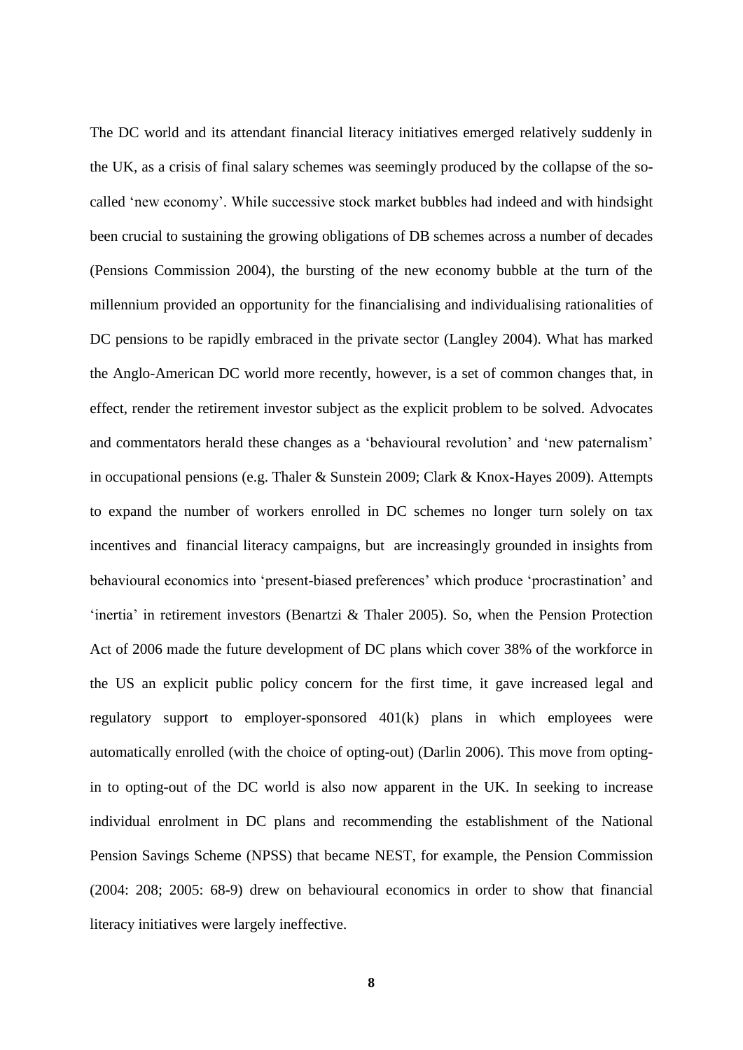The DC world and its attendant financial literacy initiatives emerged relatively suddenly in the UK, as a crisis of final salary schemes was seemingly produced by the collapse of the so-called 'new economy'. While successive stock market bubbles had indeed and with hindsight been crucial to sustaining the growing obligations of DB schemes across a number of decades (Pensions Commission 2004), the bursting of the new economy bubble at the turn of the millennium provided an opportunity for the financialising and individualising rationalities of DC pensions to be rapidly embraced in the private sector (Langley 2004). What has marked the Anglo-American DC world more recently, however, is a set of common changes that, in effect, render the retirement investor subject as the explicit problem to be solved. Advocates and commentators herald these changes as a 'behavioural revolution' and 'new paternalism' in occupational pensions (e.g. Thaler & Sunstein 2009; Clark & Knox-Hayes 2009). Attempts to expand the number of workers enrolled in DC schemes no longer turn solely on tax incentives and financial literacy campaigns, but are increasingly grounded in insights from behavioural economics into 'present-biased preferences' which produce 'procrastination' and 'inertia' in retirement investors (Benartzi & Thaler 2005). So, when the Pension Protection Act of 2006 made the future development of DC plans which cover 38% of the workforce in the US an explicit public policy concern for the first time, it gave increased legal and regulatory support to employer-sponsored 401(k) plans in which employees were automatically enrolled (with the choice of opting-out) (Darlin 2006). This move from opting-in to opting-out of the DC world is also now apparent in the UK. In seeking to increase individual enrolment in DC plans and recommending the establishment of the National Pension Savings Scheme (NPSS) that became NEST, for example, the Pension Commission (2004: 208; 2005: 68-9) drew on behavioural economics in order to show that financial literacy initiatives were largely ineffective.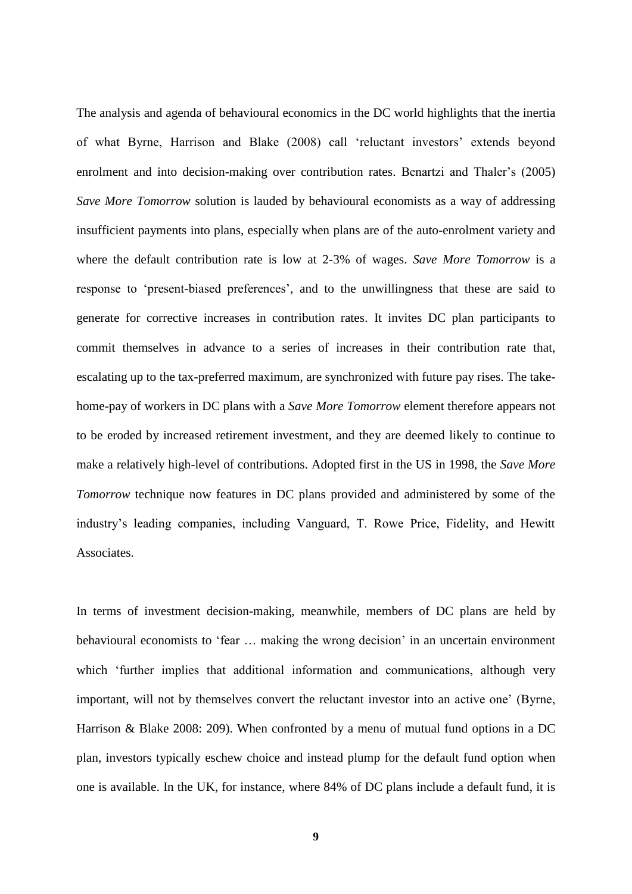The analysis and agenda of behavioural economics in the DC world highlights that the inertia of what Byrne, Harrison and Blake (2008) call 'reluctant investors' extends beyond enrolment and into decision-making over contribution rates. Benartzi and Thaler's (2005) *Save More Tomorrow* solution is lauded by behavioural economists as a way of addressing insufficient payments into plans, especially when plans are of the auto-enrolment variety and where the default contribution rate is low at 2-3% of wages. *Save More Tomorrow* is a response to 'present-biased preferences', and to the unwillingness that these are said to generate for corrective increases in contribution rates. It invites DC plan participants to commit themselves in advance to a series of increases in their contribution rate that, escalating up to the tax-preferred maximum, are synchronized with future pay rises. The take-home-pay of workers in DC plans with a *Save More Tomorrow* element therefore appears not to be eroded by increased retirement investment, and they are deemed likely to continue to make a relatively high-level of contributions. Adopted first in the US in 1998, the *Save More Tomorrow* technique now features in DC plans provided and administered by some of the industry's leading companies, including Vanguard, T. Rowe Price, Fidelity, and Hewitt Associates.

In terms of investment decision-making, meanwhile, members of DC plans are held by behavioural economists to 'fear … making the wrong decision' in an uncertain environment which 'further implies that additional information and communications, although very important, will not by themselves convert the reluctant investor into an active one' (Byrne, Harrison & Blake 2008: 209). When confronted by a menu of mutual fund options in a DC plan, investors typically eschew choice and instead plump for the default fund option when one is available. In the UK, for instance, where 84% of DC plans include a default fund, it is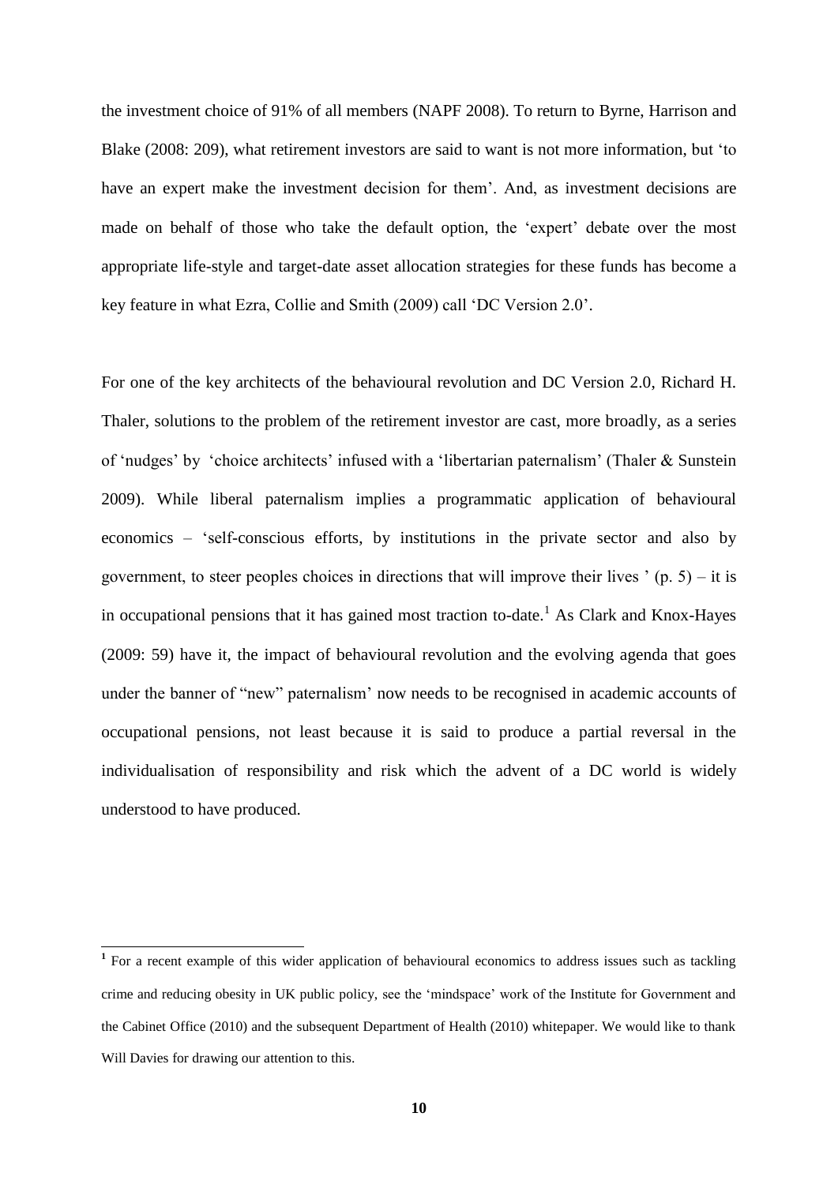the investment choice of 91% of all members (NAPF 2008). To return to Byrne, Harrison and Blake (2008: 209), what retirement investors are said to want is not more information, but 'to have an expert make the investment decision for them'. And, as investment decisions are made on behalf of those who take the default option, the 'expert' debate over the most appropriate life-style and target-date asset allocation strategies for these funds has become a key feature in what Ezra, Collie and Smith (2009) call 'DC Version 2.0'.

For one of the key architects of the behavioural revolution and DC Version 2.0, Richard H. Thaler, solutions to the problem of the retirement investor are cast, more broadly, as a series of 'nudges' by 'choice architects' infused with a 'libertarian paternalism' (Thaler & Sunstein 2009). While liberal paternalism implies a programmatic application of behavioural economics – 'self-conscious efforts, by institutions in the private sector and also by government, to steer peoples choices in directions that will improve their lives ' (p. 5) – it is in occupational pensions that it has gained most traction to-date.[1] As Clark and Knox-Hayes (2009: 59) have it, the impact of behavioural revolution and the evolving agenda that goes under the banner of "new" paternalism' now needs to be recognised in academic accounts of occupational pensions, not least because it is said to produce a partial reversal in the individualisation of responsibility and risk which the advent of a DC world is widely understood to have produced.

---

[1] For a recent example of this wider application of behavioural economics to address issues such as tackling crime and reducing obesity in UK public policy, see the 'mindspace' work of the Institute for Government and the Cabinet Office (2010) and the subsequent Department of Health (2010) whitepaper. We would like to thank Will Davies for drawing our attention to this.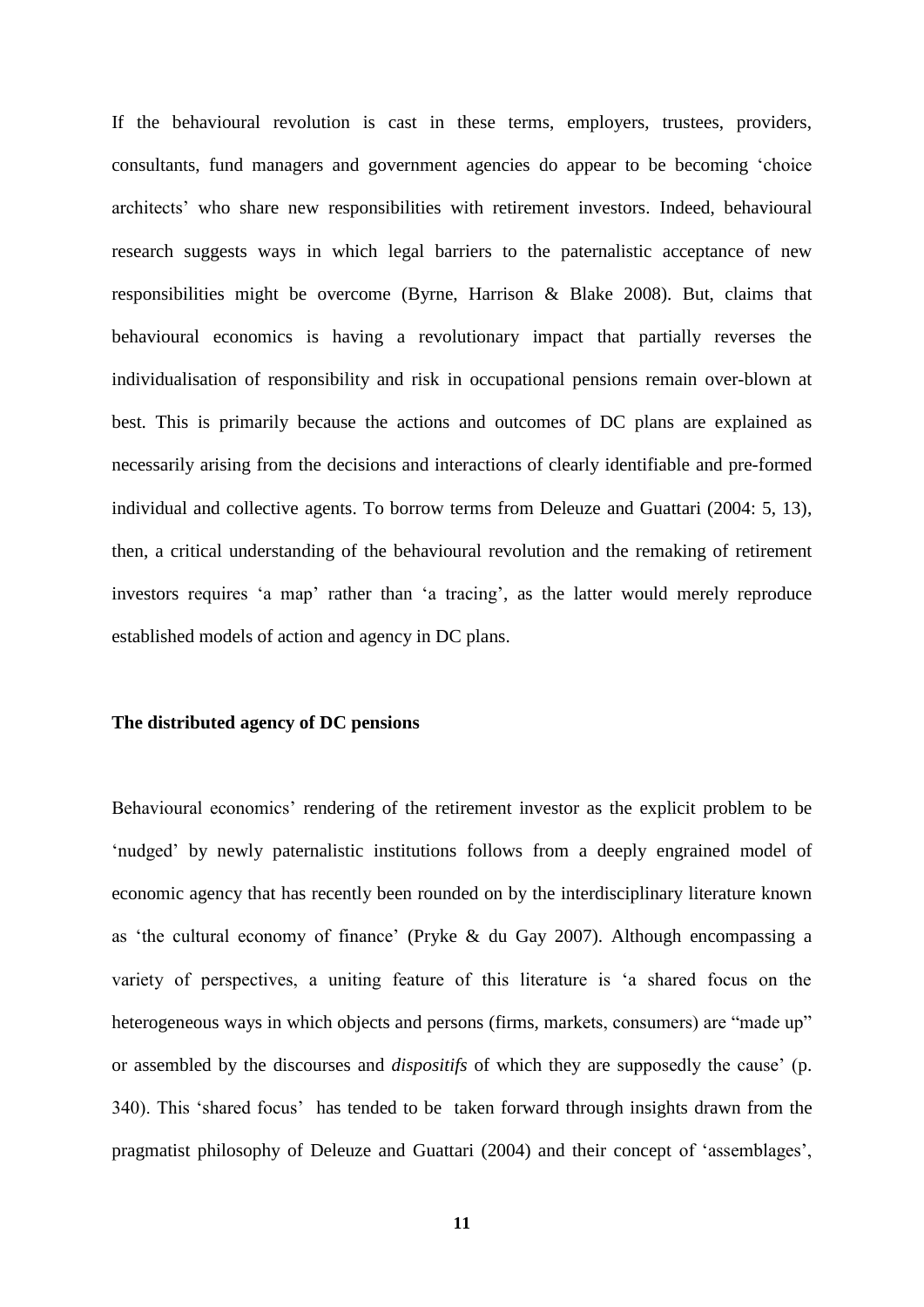If the behavioural revolution is cast in these terms, employers, trustees, providers, consultants, fund managers and government agencies do appear to be becoming 'choice architects' who share new responsibilities with retirement investors. Indeed, behavioural research suggests ways in which legal barriers to the paternalistic acceptance of new responsibilities might be overcome (Byrne, Harrison & Blake 2008). But, claims that behavioural economics is having a revolutionary impact that partially reverses the individualisation of responsibility and risk in occupational pensions remain over-blown at best. This is primarily because the actions and outcomes of DC plans are explained as necessarily arising from the decisions and interactions of clearly identifiable and pre-formed individual and collective agents. To borrow terms from Deleuze and Guattari (2004: 5, 13), then, a critical understanding of the behavioural revolution and the remaking of retirement investors requires 'a map' rather than 'a tracing', as the latter would merely reproduce established models of action and agency in DC plans.

**The distributed agency of DC pensions**

Behavioural economics' rendering of the retirement investor as the explicit problem to be 'nudged' by newly paternalistic institutions follows from a deeply engrained model of economic agency that has recently been rounded on by the interdisciplinary literature known as 'the cultural economy of finance' (Pryke & du Gay 2007). Although encompassing a variety of perspectives, a uniting feature of this literature is 'a shared focus on the heterogeneous ways in which objects and persons (firms, markets, consumers) are "made up" or assembled by the discourses and *dispositifs* of which they are supposedly the cause' (p. 340). This 'shared focus' has tended to be taken forward through insights drawn from the pragmatist philosophy of Deleuze and Guattari (2004) and their concept of 'assemblages',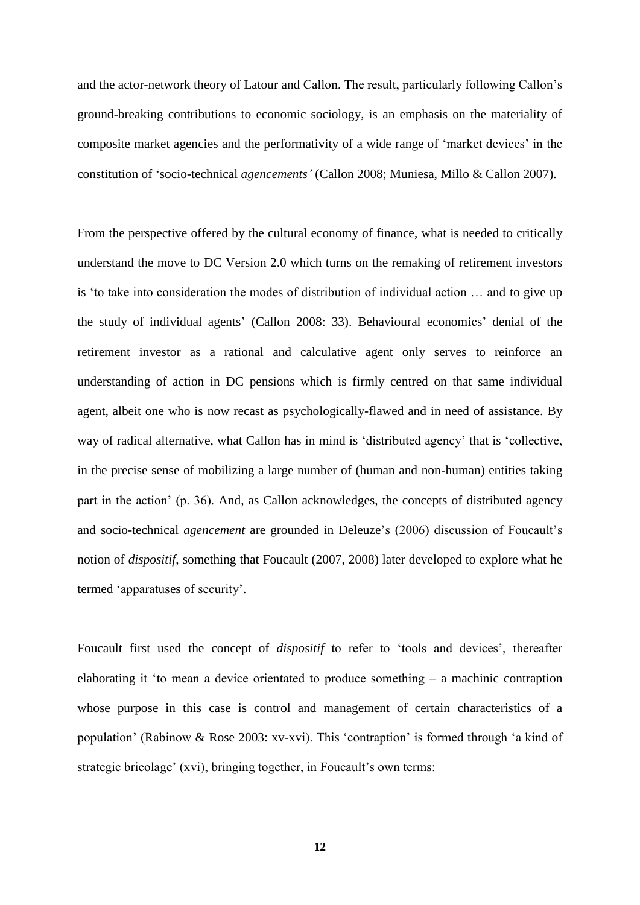and the actor-network theory of Latour and Callon. The result, particularly following Callon's ground-breaking contributions to economic sociology, is an emphasis on the materiality of composite market agencies and the performativity of a wide range of 'market devices' in the constitution of 'socio-technical *agencements'* (Callon 2008; Muniesa, Millo & Callon 2007).

From the perspective offered by the cultural economy of finance, what is needed to critically understand the move to DC Version 2.0 which turns on the remaking of retirement investors is 'to take into consideration the modes of distribution of individual action … and to give up the study of individual agents' (Callon 2008: 33). Behavioural economics' denial of the retirement investor as a rational and calculative agent only serves to reinforce an understanding of action in DC pensions which is firmly centred on that same individual agent, albeit one who is now recast as psychologically-flawed and in need of assistance. By way of radical alternative, what Callon has in mind is 'distributed agency' that is 'collective, in the precise sense of mobilizing a large number of (human and non-human) entities taking part in the action' (p. 36). And, as Callon acknowledges, the concepts of distributed agency and socio-technical *agencement* are grounded in Deleuze's (2006) discussion of Foucault's notion of *dispositif*, something that Foucault (2007, 2008) later developed to explore what he termed 'apparatuses of security'.

Foucault first used the concept of *dispositif* to refer to 'tools and devices', thereafter elaborating it 'to mean a device orientated to produce something – a machinic contraption whose purpose in this case is control and management of certain characteristics of a population' (Rabinow & Rose 2003: xv-xvi). This 'contraption' is formed through 'a kind of strategic bricolage' (xvi), bringing together, in Foucault's own terms: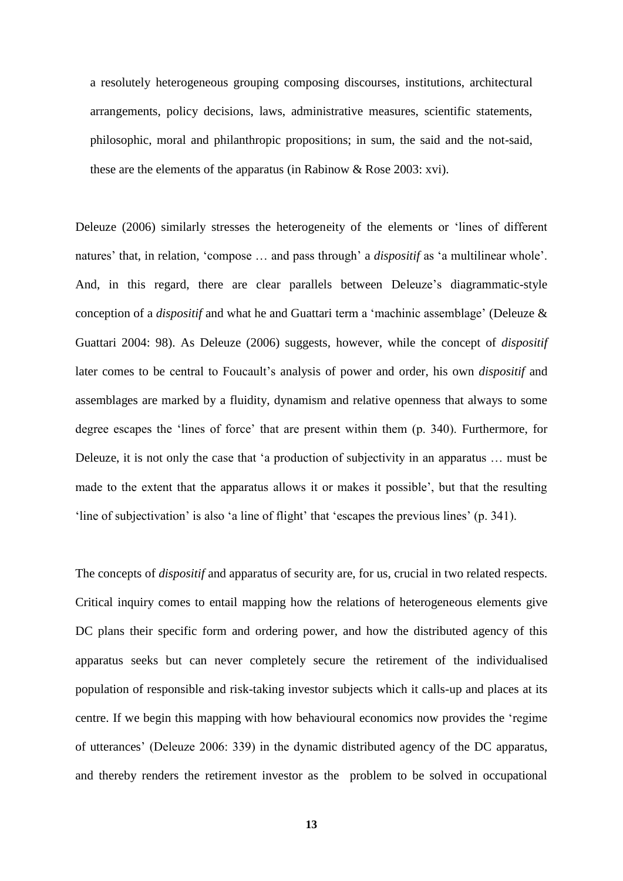> a resolutely heterogeneous grouping composing discourses, institutions, architectural arrangements, policy decisions, laws, administrative measures, scientific statements, philosophic, moral and philanthropic propositions; in sum, the said and the not-said, these are the elements of the apparatus (in Rabinow & Rose 2003: xvi).

Deleuze (2006) similarly stresses the heterogeneity of the elements or 'lines of different natures' that, in relation, 'compose … and pass through' a *dispositif* as 'a multilinear whole'. And, in this regard, there are clear parallels between Deleuze's diagrammatic-style conception of a *dispositif* and what he and Guattari term a 'machinic assemblage' (Deleuze & Guattari 2004: 98). As Deleuze (2006) suggests, however, while the concept of *dispositif* later comes to be central to Foucault's analysis of power and order, his own *dispositif* and assemblages are marked by a fluidity, dynamism and relative openness that always to some degree escapes the 'lines of force' that are present within them (p. 340). Furthermore, for Deleuze, it is not only the case that 'a production of subjectivity in an apparatus … must be made to the extent that the apparatus allows it or makes it possible', but that the resulting 'line of subjectivation' is also 'a line of flight' that 'escapes the previous lines' (p. 341).

The concepts of *dispositif* and apparatus of security are, for us, crucial in two related respects. Critical inquiry comes to entail mapping how the relations of heterogeneous elements give DC plans their specific form and ordering power, and how the distributed agency of this apparatus seeks but can never completely secure the retirement of the individualised population of responsible and risk-taking investor subjects which it calls-up and places at its centre. If we begin this mapping with how behavioural economics now provides the 'regime of utterances' (Deleuze 2006: 339) in the dynamic distributed agency of the DC apparatus, and thereby renders the retirement investor as the problem to be solved in occupational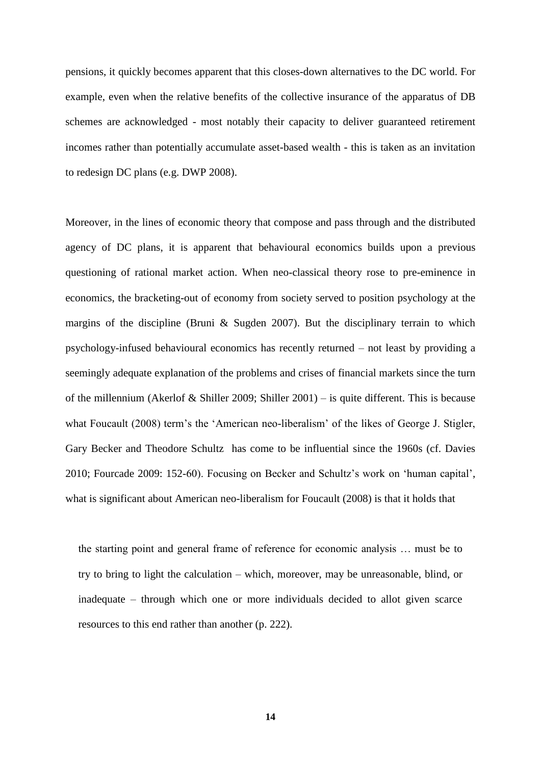pensions, it quickly becomes apparent that this closes-down alternatives to the DC world. For example, even when the relative benefits of the collective insurance of the apparatus of DB schemes are acknowledged - most notably their capacity to deliver guaranteed retirement incomes rather than potentially accumulate asset-based wealth - this is taken as an invitation to redesign DC plans (e.g. DWP 2008).

Moreover, in the lines of economic theory that compose and pass through and the distributed agency of DC plans, it is apparent that behavioural economics builds upon a previous questioning of rational market action. When neo-classical theory rose to pre-eminence in economics, the bracketing-out of economy from society served to position psychology at the margins of the discipline (Bruni & Sugden 2007). But the disciplinary terrain to which psychology-infused behavioural economics has recently returned – not least by providing a seemingly adequate explanation of the problems and crises of financial markets since the turn of the millennium (Akerlof & Shiller 2009; Shiller 2001) – is quite different. This is because what Foucault (2008) term's the 'American neo-liberalism' of the likes of George J. Stigler, Gary Becker and Theodore Schultz has come to be influential since the 1960s (cf. Davies 2010; Fourcade 2009: 152-60). Focusing on Becker and Schultz's work on 'human capital', what is significant about American neo-liberalism for Foucault (2008) is that it holds that

> the starting point and general frame of reference for economic analysis … must be to try to bring to light the calculation – which, moreover, may be unreasonable, blind, or inadequate – through which one or more individuals decided to allot given scarce resources to this end rather than another (p. 222).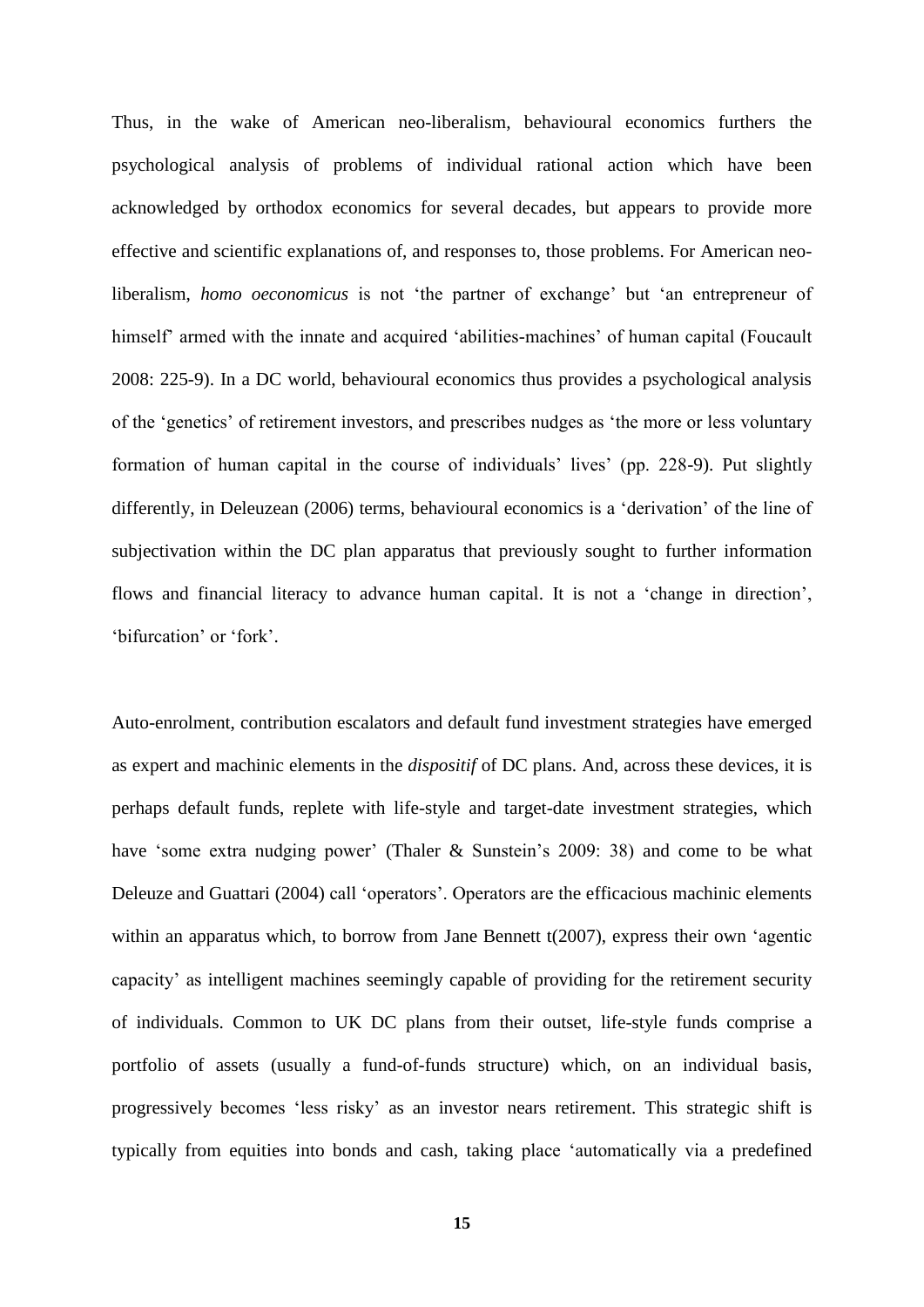Thus, in the wake of American neo-liberalism, behavioural economics furthers the psychological analysis of problems of individual rational action which have been acknowledged by orthodox economics for several decades, but appears to provide more effective and scientific explanations of, and responses to, those problems. For American neo-liberalism, *homo oeconomicus* is not 'the partner of exchange' but 'an entrepreneur of himself' armed with the innate and acquired 'abilities-machines' of human capital (Foucault 2008: 225-9). In a DC world, behavioural economics thus provides a psychological analysis of the 'genetics' of retirement investors, and prescribes nudges as 'the more or less voluntary formation of human capital in the course of individuals' lives' (pp. 228-9). Put slightly differently, in Deleuzean (2006) terms, behavioural economics is a 'derivation' of the line of subjectivation within the DC plan apparatus that previously sought to further information flows and financial literacy to advance human capital. It is not a 'change in direction', 'bifurcation' or 'fork'.

Auto-enrolment, contribution escalators and default fund investment strategies have emerged as expert and machinic elements in the *dispositif* of DC plans. And, across these devices, it is perhaps default funds, replete with life-style and target-date investment strategies, which have 'some extra nudging power' (Thaler & Sunstein's 2009: 38) and come to be what Deleuze and Guattari (2004) call 'operators'. Operators are the efficacious machinic elements within an apparatus which, to borrow from Jane Bennett t(2007), express their own 'agentic capacity' as intelligent machines seemingly capable of providing for the retirement security of individuals. Common to UK DC plans from their outset, life-style funds comprise a portfolio of assets (usually a fund-of-funds structure) which, on an individual basis, progressively becomes 'less risky' as an investor nears retirement. This strategic shift is typically from equities into bonds and cash, taking place 'automatically via a predefined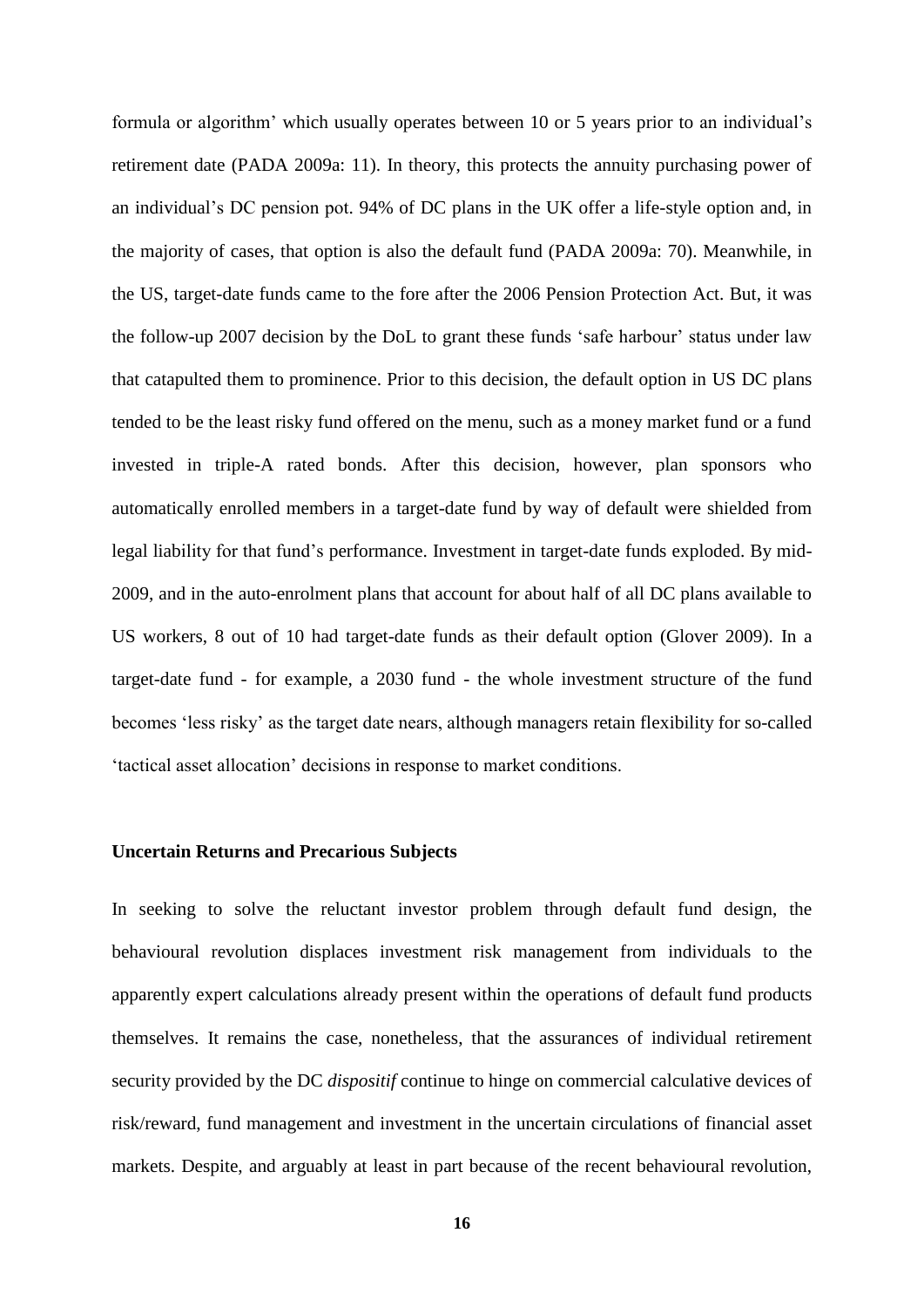formula or algorithm' which usually operates between 10 or 5 years prior to an individual's retirement date (PADA 2009a: 11). In theory, this protects the annuity purchasing power of an individual's DC pension pot. 94% of DC plans in the UK offer a life-style option and, in the majority of cases, that option is also the default fund (PADA 2009a: 70). Meanwhile, in the US, target-date funds came to the fore after the 2006 Pension Protection Act. But, it was the follow-up 2007 decision by the DoL to grant these funds 'safe harbour' status under law that catapulted them to prominence. Prior to this decision, the default option in US DC plans tended to be the least risky fund offered on the menu, such as a money market fund or a fund invested in triple-A rated bonds. After this decision, however, plan sponsors who automatically enrolled members in a target-date fund by way of default were shielded from legal liability for that fund's performance. Investment in target-date funds exploded. By mid-2009, and in the auto-enrolment plans that account for about half of all DC plans available to US workers, 8 out of 10 had target-date funds as their default option (Glover 2009). In a target-date fund - for example, a 2030 fund - the whole investment structure of the fund becomes 'less risky' as the target date nears, although managers retain flexibility for so-called 'tactical asset allocation' decisions in response to market conditions.

**Uncertain Returns and Precarious Subjects**

In seeking to solve the reluctant investor problem through default fund design, the behavioural revolution displaces investment risk management from individuals to the apparently expert calculations already present within the operations of default fund products themselves. It remains the case, nonetheless, that the assurances of individual retirement security provided by the DC *dispositif* continue to hinge on commercial calculative devices of risk/reward, fund management and investment in the uncertain circulations of financial asset markets. Despite, and arguably at least in part because of the recent behavioural revolution,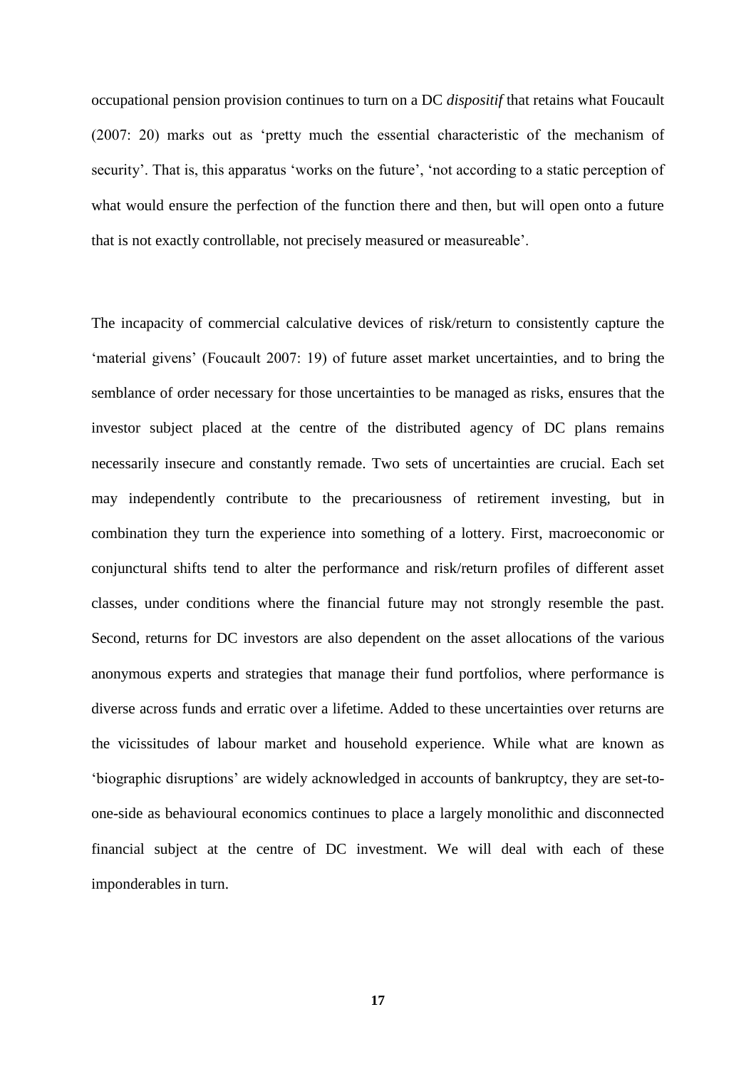occupational pension provision continues to turn on a DC *dispositif* that retains what Foucault (2007: 20) marks out as 'pretty much the essential characteristic of the mechanism of security'. That is, this apparatus 'works on the future', 'not according to a static perception of what would ensure the perfection of the function there and then, but will open onto a future that is not exactly controllable, not precisely measured or measureable'.

The incapacity of commercial calculative devices of risk/return to consistently capture the 'material givens' (Foucault 2007: 19) of future asset market uncertainties, and to bring the semblance of order necessary for those uncertainties to be managed as risks, ensures that the investor subject placed at the centre of the distributed agency of DC plans remains necessarily insecure and constantly remade. Two sets of uncertainties are crucial. Each set may independently contribute to the precariousness of retirement investing, but in combination they turn the experience into something of a lottery. First, macroeconomic or conjunctural shifts tend to alter the performance and risk/return profiles of different asset classes, under conditions where the financial future may not strongly resemble the past. Second, returns for DC investors are also dependent on the asset allocations of the various anonymous experts and strategies that manage their fund portfolios, where performance is diverse across funds and erratic over a lifetime. Added to these uncertainties over returns are the vicissitudes of labour market and household experience. While what are known as 'biographic disruptions' are widely acknowledged in accounts of bankruptcy, they are set-to-one-side as behavioural economics continues to place a largely monolithic and disconnected financial subject at the centre of DC investment. We will deal with each of these imponderables in turn.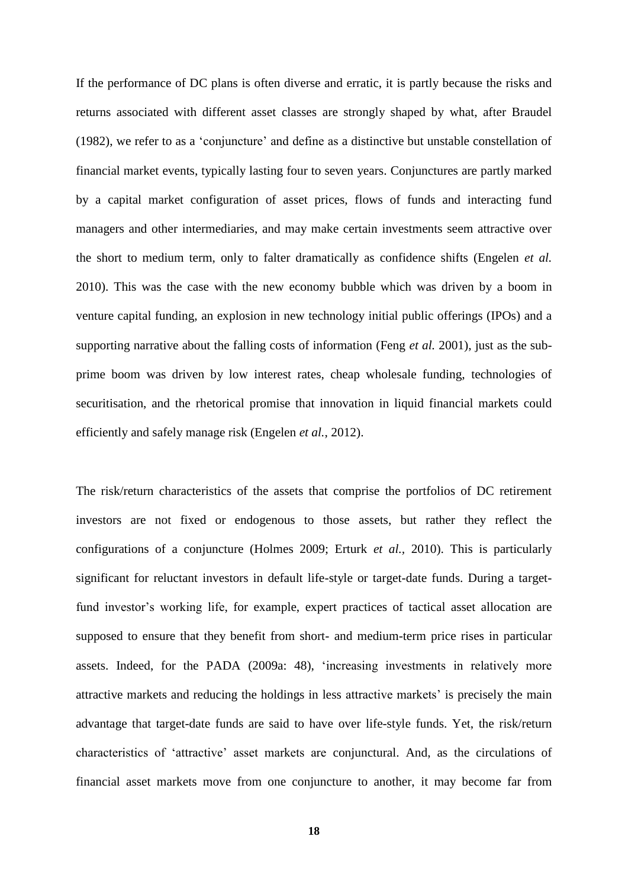If the performance of DC plans is often diverse and erratic, it is partly because the risks and returns associated with different asset classes are strongly shaped by what, after Braudel (1982), we refer to as a 'conjuncture' and define as a distinctive but unstable constellation of financial market events, typically lasting four to seven years. Conjunctures are partly marked by a capital market configuration of asset prices, flows of funds and interacting fund managers and other intermediaries, and may make certain investments seem attractive over the short to medium term, only to falter dramatically as confidence shifts (Engelen *et al.* 2010). This was the case with the new economy bubble which was driven by a boom in venture capital funding, an explosion in new technology initial public offerings (IPOs) and a supporting narrative about the falling costs of information (Feng *et al.* 2001), just as the sub-prime boom was driven by low interest rates, cheap wholesale funding, technologies of securitisation, and the rhetorical promise that innovation in liquid financial markets could efficiently and safely manage risk (Engelen *et al.*, 2012).

The risk/return characteristics of the assets that comprise the portfolios of DC retirement investors are not fixed or endogenous to those assets, but rather they reflect the configurations of a conjuncture (Holmes 2009; Erturk *et al.*, 2010). This is particularly significant for reluctant investors in default life-style or target-date funds. During a target-fund investor's working life, for example, expert practices of tactical asset allocation are supposed to ensure that they benefit from short- and medium-term price rises in particular assets. Indeed, for the PADA (2009a: 48), 'increasing investments in relatively more attractive markets and reducing the holdings in less attractive markets' is precisely the main advantage that target-date funds are said to have over life-style funds. Yet, the risk/return characteristics of 'attractive' asset markets are conjunctural. And, as the circulations of financial asset markets move from one conjuncture to another, it may become far from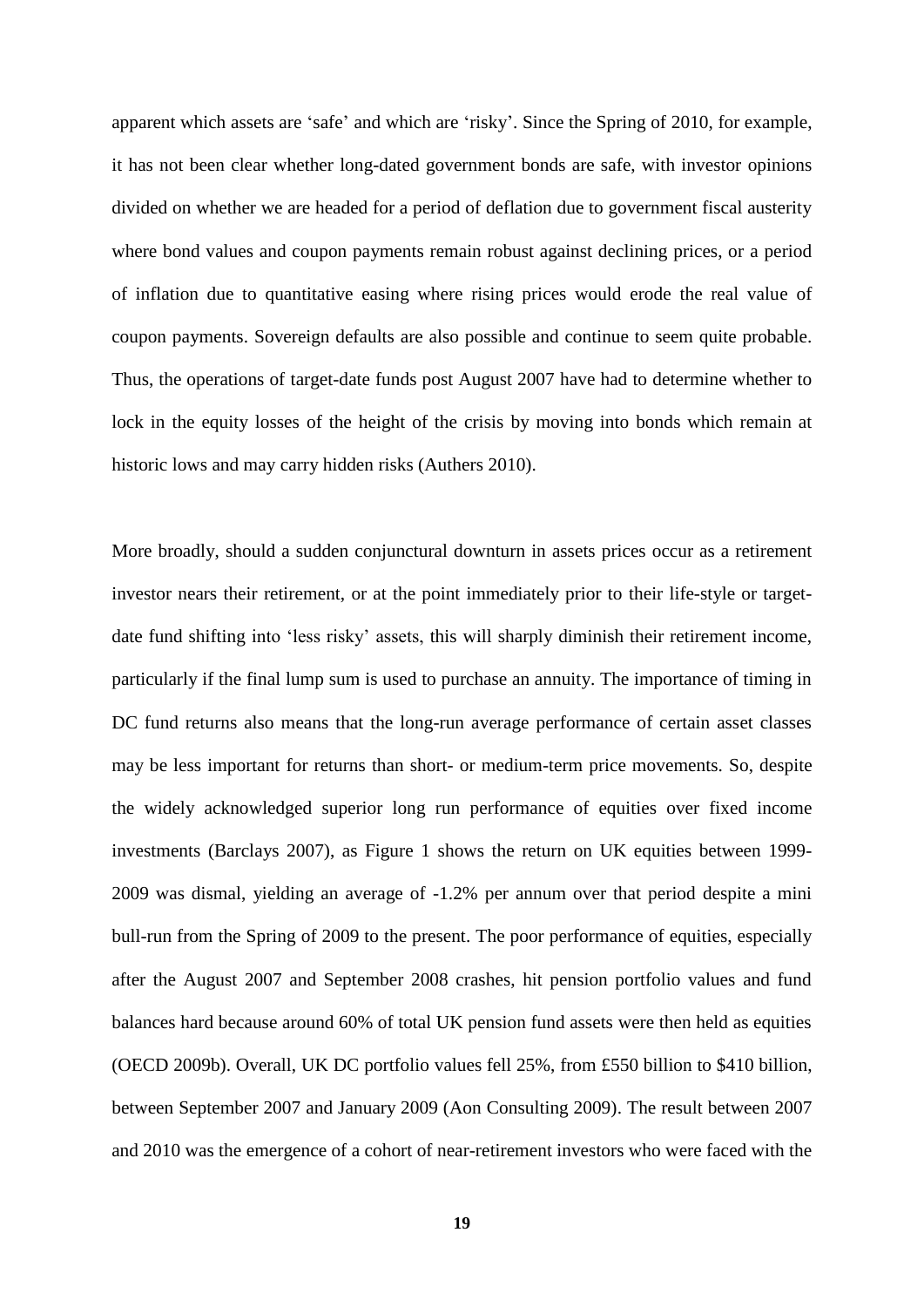apparent which assets are 'safe' and which are 'risky'. Since the Spring of 2010, for example, it has not been clear whether long-dated government bonds are safe, with investor opinions divided on whether we are headed for a period of deflation due to government fiscal austerity where bond values and coupon payments remain robust against declining prices, or a period of inflation due to quantitative easing where rising prices would erode the real value of coupon payments. Sovereign defaults are also possible and continue to seem quite probable. Thus, the operations of target-date funds post August 2007 have had to determine whether to lock in the equity losses of the height of the crisis by moving into bonds which remain at historic lows and may carry hidden risks (Authers 2010).

More broadly, should a sudden conjunctural downturn in assets prices occur as a retirement investor nears their retirement, or at the point immediately prior to their life-style or target-date fund shifting into 'less risky' assets, this will sharply diminish their retirement income, particularly if the final lump sum is used to purchase an annuity. The importance of timing in DC fund returns also means that the long-run average performance of certain asset classes may be less important for returns than short- or medium-term price movements. So, despite the widely acknowledged superior long run performance of equities over fixed income investments (Barclays 2007), as Figure 1 shows the return on UK equities between 1999-2009 was dismal, yielding an average of -1.2% per annum over that period despite a mini bull-run from the Spring of 2009 to the present. The poor performance of equities, especially after the August 2007 and September 2008 crashes, hit pension portfolio values and fund balances hard because around 60% of total UK pension fund assets were then held as equities (OECD 2009b). Overall, UK DC portfolio values fell 25%, from £550 billion to $410 billion, between September 2007 and January 2009 (Aon Consulting 2009). The result between 2007 and 2010 was the emergence of a cohort of near-retirement investors who were faced with the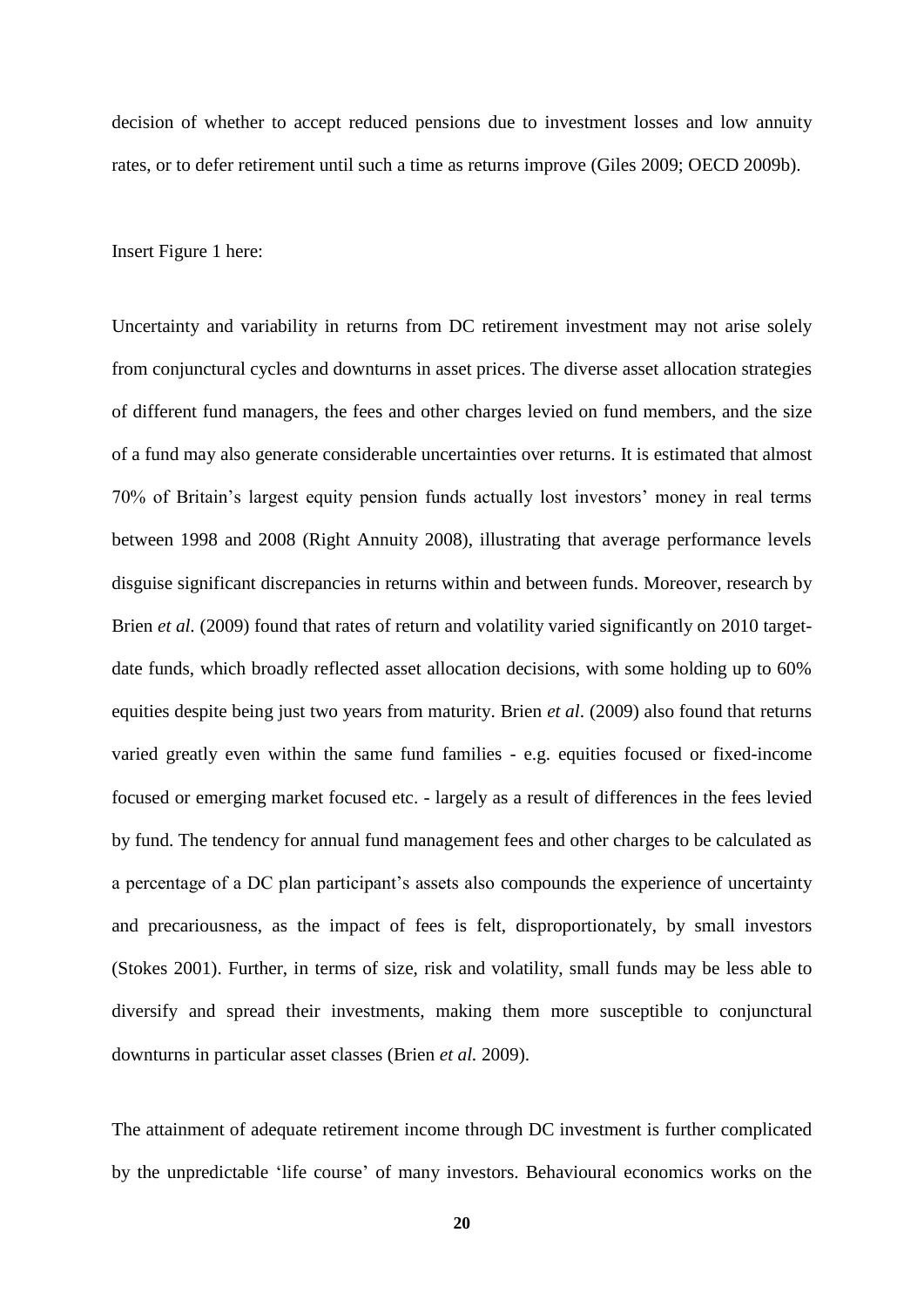decision of whether to accept reduced pensions due to investment losses and low annuity rates, or to defer retirement until such a time as returns improve (Giles 2009; OECD 2009b).

Insert Figure 1 here:

Uncertainty and variability in returns from DC retirement investment may not arise solely from conjunctural cycles and downturns in asset prices. The diverse asset allocation strategies of different fund managers, the fees and other charges levied on fund members, and the size of a fund may also generate considerable uncertainties over returns. It is estimated that almost 70% of Britain's largest equity pension funds actually lost investors' money in real terms between 1998 and 2008 (Right Annuity 2008), illustrating that average performance levels disguise significant discrepancies in returns within and between funds. Moreover, research by Brien *et al.* (2009) found that rates of return and volatility varied significantly on 2010 target-date funds, which broadly reflected asset allocation decisions, with some holding up to 60% equities despite being just two years from maturity. Brien *et al*. (2009) also found that returns varied greatly even within the same fund families - e.g. equities focused or fixed-income focused or emerging market focused etc. - largely as a result of differences in the fees levied by fund. The tendency for annual fund management fees and other charges to be calculated as a percentage of a DC plan participant's assets also compounds the experience of uncertainty and precariousness, as the impact of fees is felt, disproportionately, by small investors (Stokes 2001). Further, in terms of size, risk and volatility, small funds may be less able to diversify and spread their investments, making them more susceptible to conjunctural downturns in particular asset classes (Brien *et al.* 2009).

The attainment of adequate retirement income through DC investment is further complicated by the unpredictable 'life course' of many investors. Behavioural economics works on the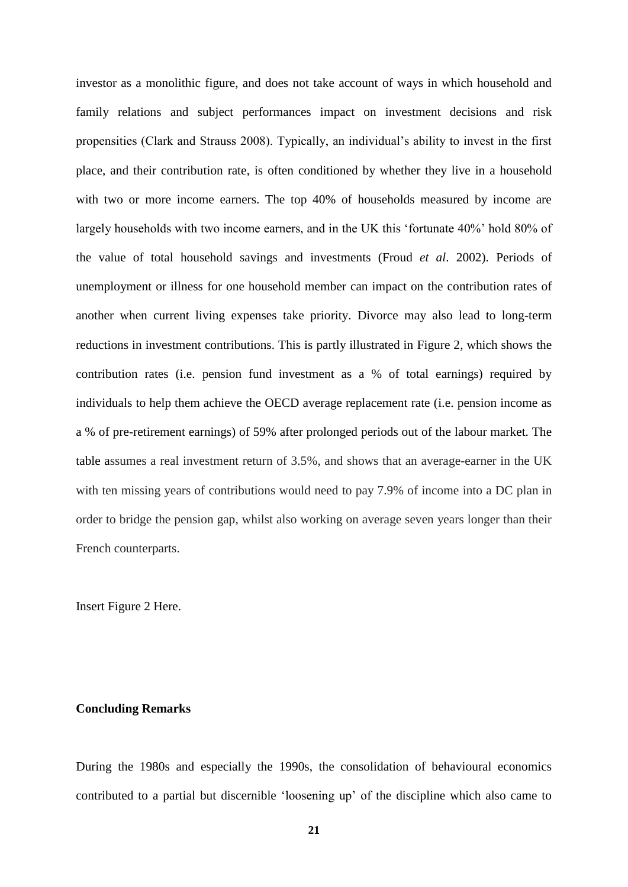investor as a monolithic figure, and does not take account of ways in which household and family relations and subject performances impact on investment decisions and risk propensities (Clark and Strauss 2008). Typically, an individual's ability to invest in the first place, and their contribution rate, is often conditioned by whether they live in a household with two or more income earners. The top 40% of households measured by income are largely households with two income earners, and in the UK this 'fortunate 40%' hold 80% of the value of total household savings and investments (Froud *et al*. 2002). Periods of unemployment or illness for one household member can impact on the contribution rates of another when current living expenses take priority. Divorce may also lead to long-term reductions in investment contributions. This is partly illustrated in Figure 2, which shows the contribution rates (i.e. pension fund investment as a % of total earnings) required by individuals to help them achieve the OECD average replacement rate (i.e. pension income as a % of pre-retirement earnings) of 59% after prolonged periods out of the labour market. The table assumes a real investment return of 3.5%, and shows that an average-earner in the UK with ten missing years of contributions would need to pay 7.9% of income into a DC plan in order to bridge the pension gap, whilst also working on average seven years longer than their French counterparts.

Insert Figure 2 Here.

**Concluding Remarks**

During the 1980s and especially the 1990s, the consolidation of behavioural economics contributed to a partial but discernible 'loosening up' of the discipline which also came to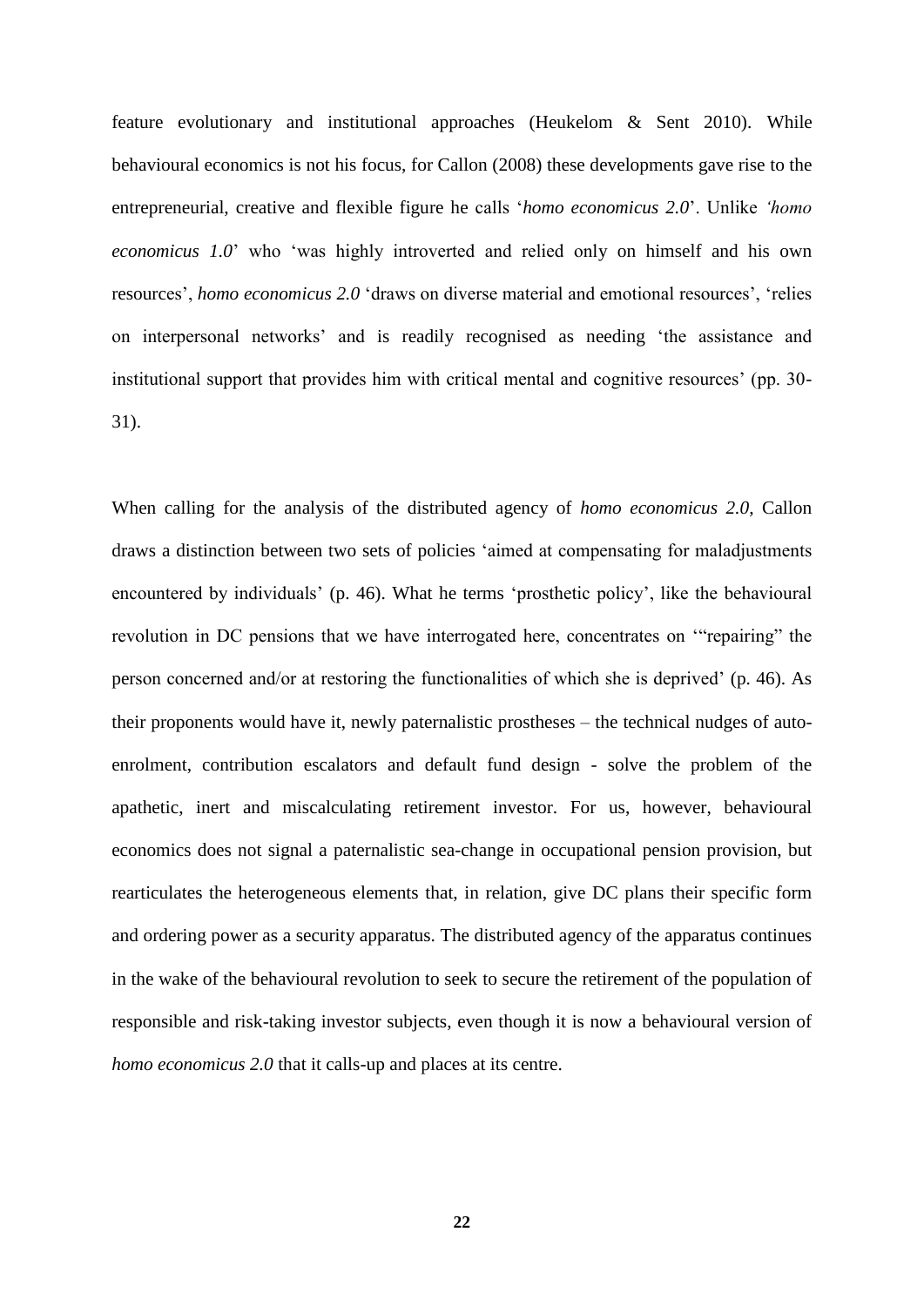feature evolutionary and institutional approaches (Heukelom & Sent 2010). While behavioural economics is not his focus, for Callon (2008) these developments gave rise to the entrepreneurial, creative and flexible figure he calls '*homo economicus 2.0*'. Unlike *'homo economicus 1.0*' who 'was highly introverted and relied only on himself and his own resources', *homo economicus 2.0* 'draws on diverse material and emotional resources', 'relies on interpersonal networks' and is readily recognised as needing 'the assistance and institutional support that provides him with critical mental and cognitive resources' (pp. 30-31).

When calling for the analysis of the distributed agency of *homo economicus 2.0*, Callon draws a distinction between two sets of policies 'aimed at compensating for maladjustments encountered by individuals' (p. 46). What he terms 'prosthetic policy', like the behavioural revolution in DC pensions that we have interrogated here, concentrates on '"repairing" the person concerned and/or at restoring the functionalities of which she is deprived' (p. 46). As their proponents would have it, newly paternalistic prostheses – the technical nudges of auto-enrolment, contribution escalators and default fund design - solve the problem of the apathetic, inert and miscalculating retirement investor. For us, however, behavioural economics does not signal a paternalistic sea-change in occupational pension provision, but rearticulates the heterogeneous elements that, in relation, give DC plans their specific form and ordering power as a security apparatus. The distributed agency of the apparatus continues in the wake of the behavioural revolution to seek to secure the retirement of the population of responsible and risk-taking investor subjects, even though it is now a behavioural version of *homo economicus 2.0* that it calls-up and places at its centre.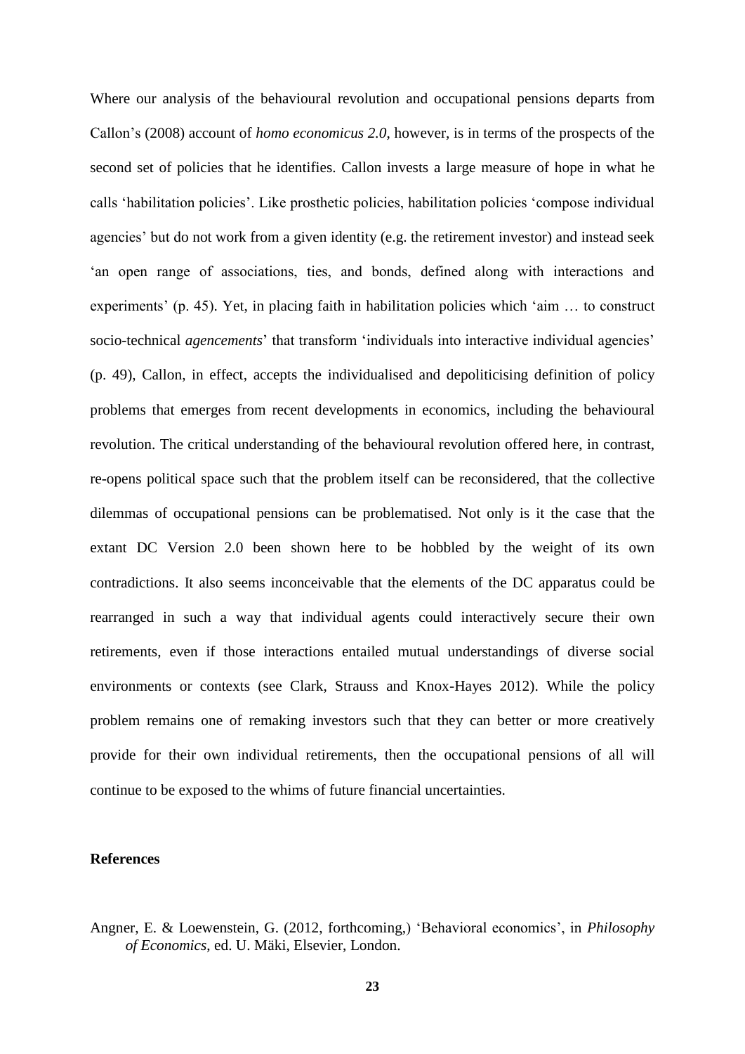Where our analysis of the behavioural revolution and occupational pensions departs from Callon's (2008) account of *homo economicus 2.0*, however, is in terms of the prospects of the second set of policies that he identifies. Callon invests a large measure of hope in what he calls 'habilitation policies'. Like prosthetic policies, habilitation policies 'compose individual agencies' but do not work from a given identity (e.g. the retirement investor) and instead seek 'an open range of associations, ties, and bonds, defined along with interactions and experiments' (p. 45). Yet, in placing faith in habilitation policies which 'aim … to construct socio-technical *agencements*' that transform 'individuals into interactive individual agencies' (p. 49), Callon, in effect, accepts the individualised and depoliticising definition of policy problems that emerges from recent developments in economics, including the behavioural revolution. The critical understanding of the behavioural revolution offered here, in contrast, re-opens political space such that the problem itself can be reconsidered, that the collective dilemmas of occupational pensions can be problematised. Not only is it the case that the extant DC Version 2.0 been shown here to be hobbled by the weight of its own contradictions. It also seems inconceivable that the elements of the DC apparatus could be rearranged in such a way that individual agents could interactively secure their own retirements, even if those interactions entailed mutual understandings of diverse social environments or contexts (see Clark, Strauss and Knox-Hayes 2012). While the policy problem remains one of remaking investors such that they can better or more creatively provide for their own individual retirements, then the occupational pensions of all will continue to be exposed to the whims of future financial uncertainties.

**References**

Angner, E. & Loewenstein, G. (2012, forthcoming,) 'Behavioral economics', in *Philosophy of Economics*, ed. U. Mäki, Elsevier, London.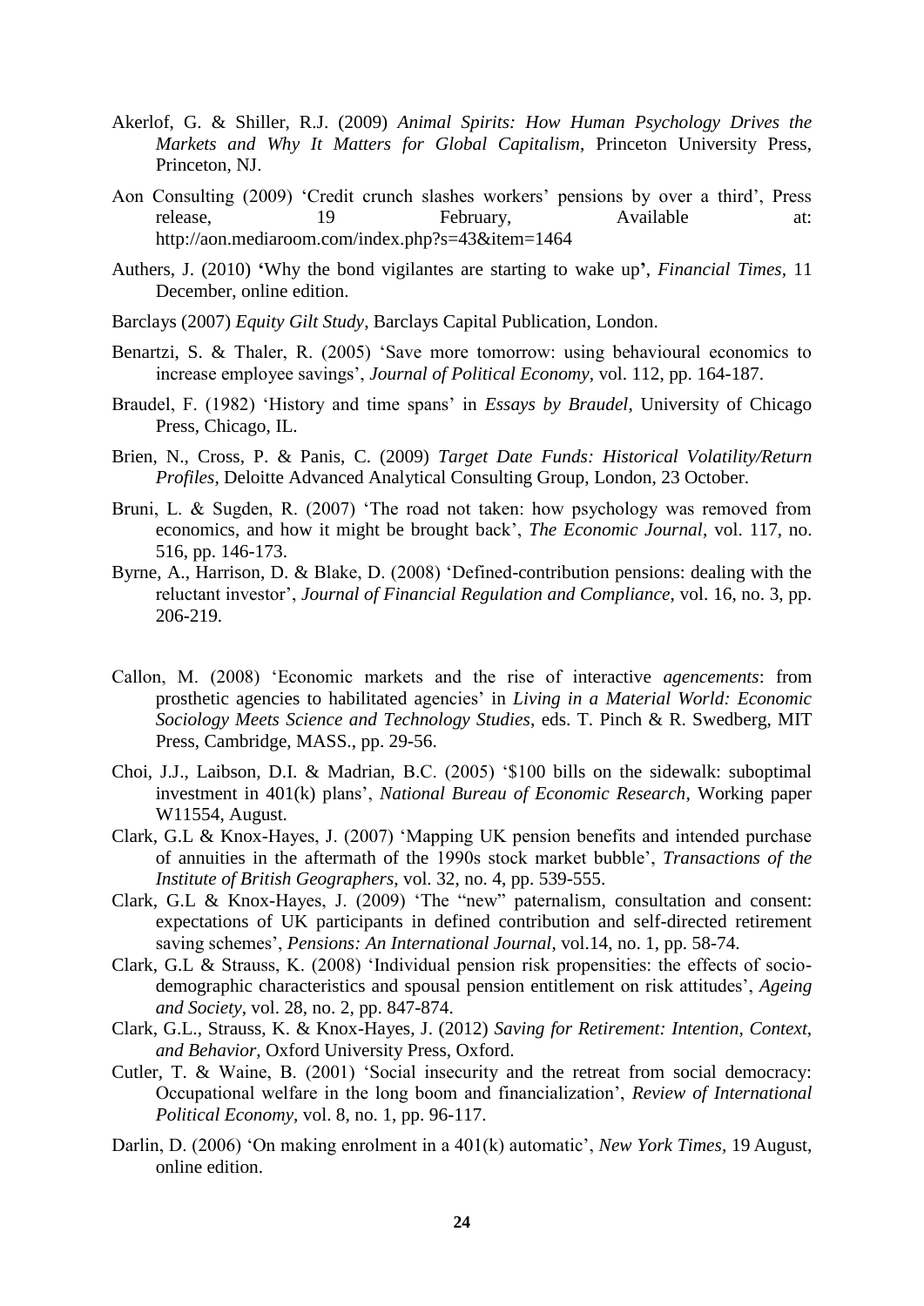Akerlof, G. & Shiller, R.J. (2009) *Animal Spirits: How Human Psychology Drives the Markets and Why It Matters for Global Capitalism*, Princeton University Press, Princeton, NJ.

Aon Consulting (2009) 'Credit crunch slashes workers' pensions by over a third', Press release, 19 February, Available at: http://aon.mediaroom.com/index.php?s=43&item=1464

Authers, J. (2010) 'Why the bond vigilantes are starting to wake up', *Financial Times*, 11 December, online edition.

Barclays (2007) *Equity Gilt Study*, Barclays Capital Publication, London.

Benartzi, S. & Thaler, R. (2005) 'Save more tomorrow: using behavioural economics to increase employee savings', *Journal of Political Economy*, vol. 112, pp. 164-187.

Braudel, F. (1982) 'History and time spans' in *Essays by Braudel*, University of Chicago Press, Chicago, IL.

Brien, N., Cross, P. & Panis, C. (2009) *Target Date Funds: Historical Volatility/Return Profiles*, Deloitte Advanced Analytical Consulting Group, London, 23 October.

Bruni, L. & Sugden, R. (2007) 'The road not taken: how psychology was removed from economics, and how it might be brought back', *The Economic Journal*, vol. 117, no. 516, pp. 146-173.

Byrne, A., Harrison, D. & Blake, D. (2008) 'Defined-contribution pensions: dealing with the reluctant investor', *Journal of Financial Regulation and Compliance*, vol. 16, no. 3, pp. 206-219.

Callon, M. (2008) 'Economic markets and the rise of interactive *agencements*: from prosthetic agencies to habilitated agencies' in *Living in a Material World: Economic Sociology Meets Science and Technology Studies*, eds. T. Pinch & R. Swedberg, MIT Press, Cambridge, MASS., pp. 29-56.

Choi, J.J., Laibson, D.I. & Madrian, B.C. (2005) '$100 bills on the sidewalk: suboptimal investment in 401(k) plans', *National Bureau of Economic Research*, Working paper W11554, August.

Clark, G.L & Knox-Hayes, J. (2007) 'Mapping UK pension benefits and intended purchase of annuities in the aftermath of the 1990s stock market bubble', *Transactions of the Institute of British Geographers*, vol. 32, no. 4, pp. 539-555.

Clark, G.L & Knox-Hayes, J. (2009) 'The "new" paternalism, consultation and consent: expectations of UK participants in defined contribution and self-directed retirement saving schemes', *Pensions: An International Journal*, vol.14, no. 1, pp. 58-74.

Clark, G.L & Strauss, K. (2008) 'Individual pension risk propensities: the effects of socio-demographic characteristics and spousal pension entitlement on risk attitudes', *Ageing and Society*, vol. 28, no. 2, pp. 847-874.

Clark, G.L., Strauss, K. & Knox-Hayes, J. (2012) *Saving for Retirement: Intention, Context, and Behavior*, Oxford University Press, Oxford.

Cutler, T. & Waine, B. (2001) 'Social insecurity and the retreat from social democracy: Occupational welfare in the long boom and financialization', *Review of International Political Economy*, vol. 8, no. 1, pp. 96-117.

Darlin, D. (2006) 'On making enrolment in a 401(k) automatic', *New York Times*, 19 August, online edition.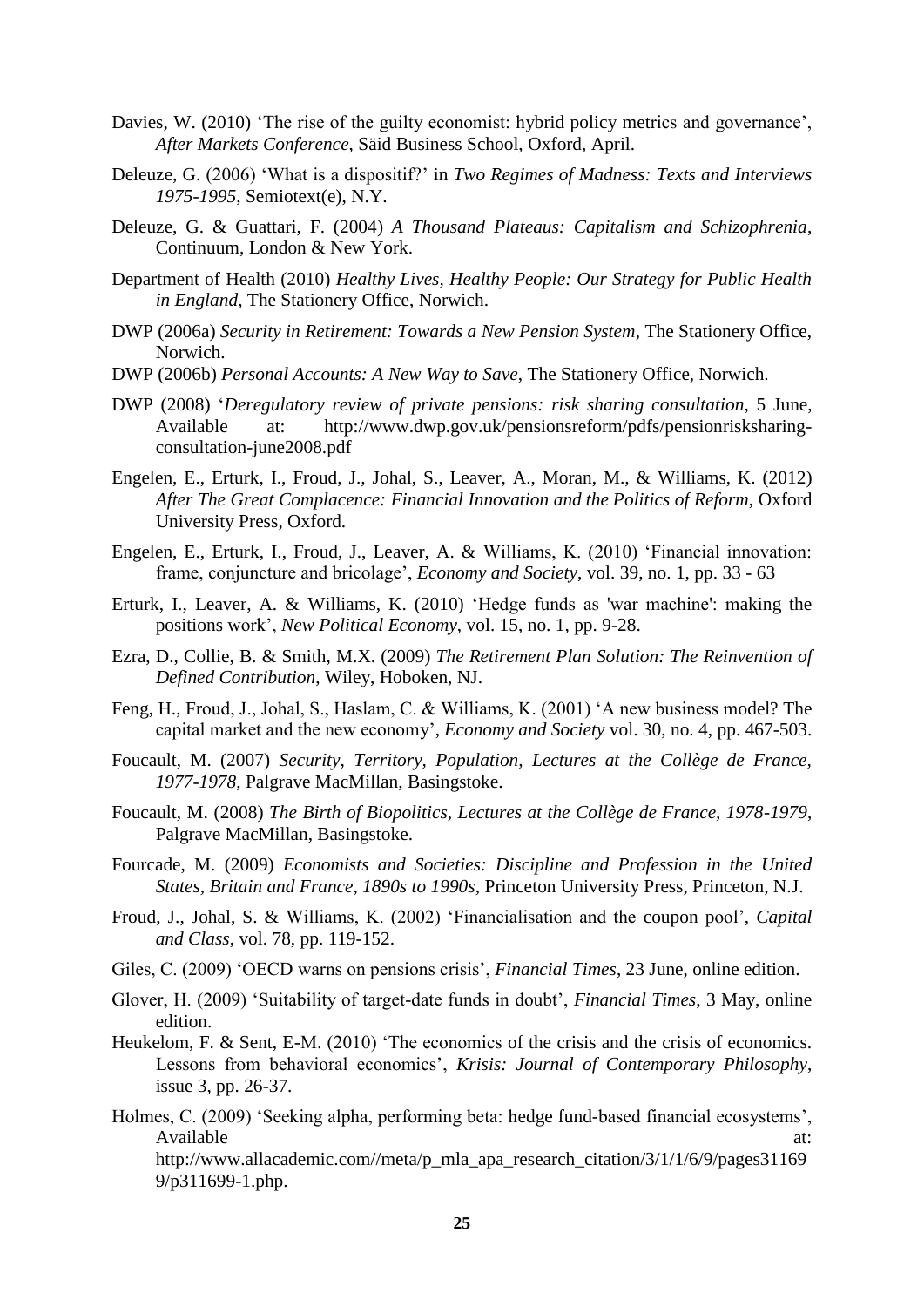Davies, W. (2010) 'The rise of the guilty economist: hybrid policy metrics and governance', *After Markets Conference*, Säid Business School, Oxford, April.

Deleuze, G. (2006) 'What is a dispositif?' in *Two Regimes of Madness: Texts and Interviews 1975-1995*, Semiotext(e), N.Y.

Deleuze, G. & Guattari, F. (2004) *A Thousand Plateaus: Capitalism and Schizophrenia*, Continuum, London & New York.

Department of Health (2010) *Healthy Lives, Healthy People: Our Strategy for Public Health in England*, The Stationery Office, Norwich.

DWP (2006a) *Security in Retirement: Towards a New Pension System*, The Stationery Office, Norwich.

DWP (2006b) *Personal Accounts: A New Way to Save*, The Stationery Office, Norwich.

DWP (2008) '*Deregulatory review of private pensions: risk sharing consultation*, 5 June, Available at: http://www.dwp.gov.uk/pensionsreform/pdfs/pensionrisksharing-consultation-june2008.pdf

Engelen, E., Erturk, I., Froud, J., Johal, S., Leaver, A., Moran, M., & Williams, K. (2012) *After The Great Complacence: Financial Innovation and the Politics of Reform*, Oxford University Press, Oxford.

Engelen, E., Erturk, I., Froud, J., Leaver, A. & Williams, K. (2010) 'Financial innovation: frame, conjuncture and bricolage', *Economy and Society*, vol. 39, no. 1, pp. 33 - 63

Erturk, I., Leaver, A. & Williams, K. (2010) 'Hedge funds as 'war machine': making the positions work', *New Political Economy*, vol. 15, no. 1, pp. 9-28.

Ezra, D., Collie, B. & Smith, M.X. (2009) *The Retirement Plan Solution: The Reinvention of Defined Contribution*, Wiley, Hoboken, NJ.

Feng, H., Froud, J., Johal, S., Haslam, C. & Williams, K. (2001) 'A new business model? The capital market and the new economy', *Economy and Society* vol. 30, no. 4, pp. 467-503.

Foucault, M. (2007) *Security, Territory, Population, Lectures at the Collège de France, 1977-1978*, Palgrave MacMillan, Basingstoke.

Foucault, M. (2008) *The Birth of Biopolitics, Lectures at the Collège de France, 1978-1979*, Palgrave MacMillan, Basingstoke.

Fourcade, M. (2009) *Economists and Societies: Discipline and Profession in the United States, Britain and France, 1890s to 1990s*, Princeton University Press, Princeton, N.J.

Froud, J., Johal, S. & Williams, K. (2002) 'Financialisation and the coupon pool', *Capital and Class*, vol. 78, pp. 119-152.

Giles, C. (2009) 'OECD warns on pensions crisis', *Financial Times*, 23 June, online edition.

Glover, H. (2009) 'Suitability of target-date funds in doubt', *Financial Times*, 3 May, online edition.

Heukelom, F. & Sent, E-M. (2010) 'The economics of the crisis and the crisis of economics. Lessons from behavioral economics', *Krisis: Journal of Contemporary Philosophy*, issue 3, pp. 26-37.

Holmes, C. (2009) 'Seeking alpha, performing beta: hedge fund-based financial ecosystems', Available at: http://www.allacademic.com//meta/p_mla_apa_research_citation/3/1/1/6/9/pages311699/p311699-1.php.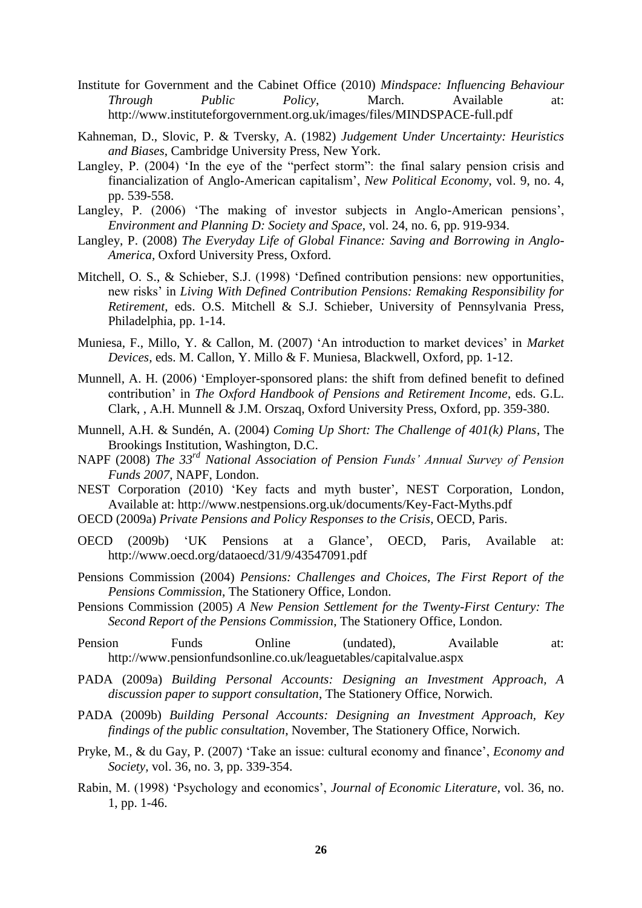Institute for Government and the Cabinet Office (2010) *Mindspace: Influencing Behaviour Through Public Policy*, March. Available at: http://www.instituteforgovernment.org.uk/images/files/MINDSPACE-full.pdf

Kahneman, D., Slovic, P. & Tversky, A. (1982) *Judgement Under Uncertainty: Heuristics and Biases*, Cambridge University Press, New York.

Langley, P. (2004) 'In the eye of the "perfect storm": the final salary pension crisis and financialization of Anglo-American capitalism', *New Political Economy*, vol. 9, no. 4, pp. 539-558.

Langley, P. (2006) 'The making of investor subjects in Anglo-American pensions', *Environment and Planning D: Society and Space*, vol. 24, no. 6, pp. 919-934.

Langley, P. (2008) *The Everyday Life of Global Finance: Saving and Borrowing in Anglo-America*, Oxford University Press, Oxford.

Mitchell, O. S., & Schieber, S.J. (1998) 'Defined contribution pensions: new opportunities, new risks' in *Living With Defined Contribution Pensions: Remaking Responsibility for Retirement*, eds. O.S. Mitchell & S.J. Schieber, University of Pennsylvania Press, Philadelphia, pp. 1-14.

Muniesa, F., Millo, Y. & Callon, M. (2007) 'An introduction to market devices' in *Market Devices*, eds. M. Callon, Y. Millo & F. Muniesa, Blackwell, Oxford, pp. 1-12.

Munnell, A. H. (2006) 'Employer-sponsored plans: the shift from defined benefit to defined contribution' in *The Oxford Handbook of Pensions and Retirement Income*, eds. G.L. Clark, , A.H. Munnell & J.M. Orszaq, Oxford University Press, Oxford, pp. 359-380.

Munnell, A.H. & Sundén, A. (2004) *Coming Up Short: The Challenge of 401(k) Plans*, The Brookings Institution, Washington, D.C.

NAPF (2008) *The 33rd National Association of Pension Funds' Annual Survey of Pension Funds 2007*, NAPF, London.

NEST Corporation (2010) 'Key facts and myth buster', NEST Corporation, London, Available at: http://www.nestpensions.org.uk/documents/Key-Fact-Myths.pdf

OECD (2009a) *Private Pensions and Policy Responses to the Crisis*, OECD, Paris.

OECD (2009b) 'UK Pensions at a Glance', OECD, Paris, Available at: http://www.oecd.org/dataoecd/31/9/43547091.pdf

Pensions Commission (2004) *Pensions: Challenges and Choices, The First Report of the Pensions Commission*, The Stationery Office, London.

Pensions Commission (2005) *A New Pension Settlement for the Twenty-First Century: The Second Report of the Pensions Commission*, The Stationery Office, London.

Pension Funds Online (undated), Available at: http://www.pensionfundsonline.co.uk/leaguetables/capitalvalue.aspx

PADA (2009a) *Building Personal Accounts: Designing an Investment Approach, A discussion paper to support consultation*, The Stationery Office, Norwich.

PADA (2009b) *Building Personal Accounts: Designing an Investment Approach, Key findings of the public consultation*, November, The Stationery Office, Norwich.

Pryke, M., & du Gay, P. (2007) 'Take an issue: cultural economy and finance', *Economy and Society*, vol. 36, no. 3, pp. 339-354.

Rabin, M. (1998) 'Psychology and economics', *Journal of Economic Literature*, vol. 36, no. 1, pp. 1-46.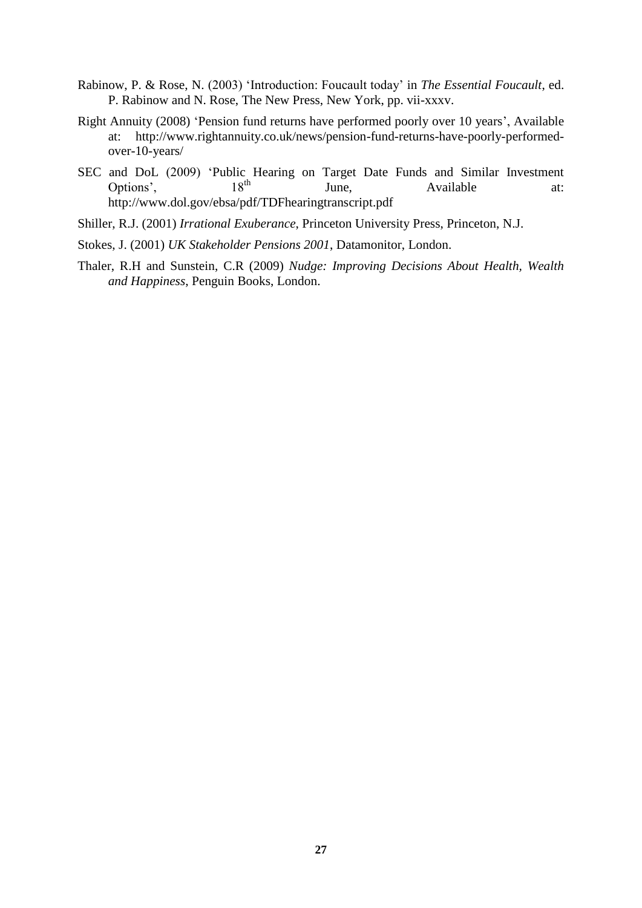Rabinow, P. & Rose, N. (2003) 'Introduction: Foucault today' in *The Essential Foucault*, ed. P. Rabinow and N. Rose, The New Press, New York, pp. vii-xxxv.

Right Annuity (2008) 'Pension fund returns have performed poorly over 10 years', Available at: http://www.rightannuity.co.uk/news/pension-fund-returns-have-poorly-performed-over-10-years/

SEC and DoL (2009) 'Public Hearing on Target Date Funds and Similar Investment Options', 18th June, Available at: http://www.dol.gov/ebsa/pdf/TDFhearingtranscript.pdf

Shiller, R.J. (2001) *Irrational Exuberance*, Princeton University Press, Princeton, N.J.

Stokes, J. (2001) *UK Stakeholder Pensions 2001*, Datamonitor, London.

Thaler, R.H and Sunstein, C.R (2009) *Nudge: Improving Decisions About Health, Wealth and Happiness*, Penguin Books, London.